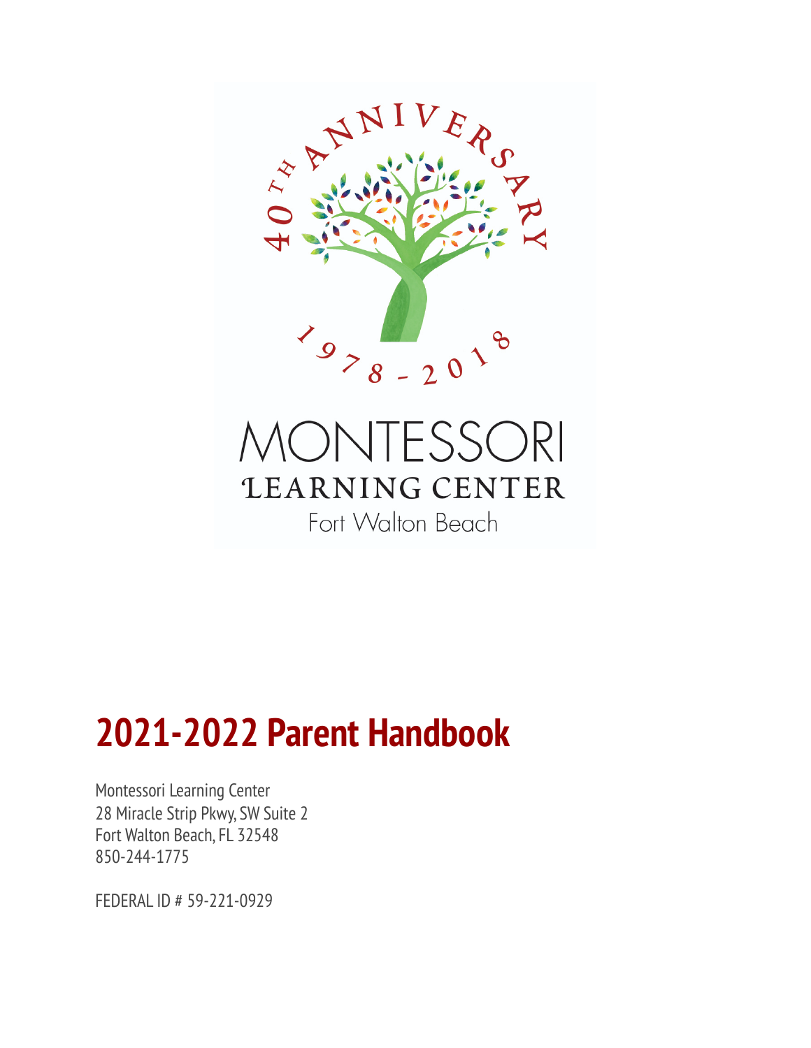40TH ANNIVERSARY

1978 - 2018

MONTESSORI
LEARNING CENTER
Fort Walton Beach

# 2021-2022 Parent Handbook

Montessori Learning Center
28 Miracle Strip Pkwy, SW Suite 2
Fort Walton Beach, FL 32548
850-244-1775

FEDERAL ID # 59-221-0929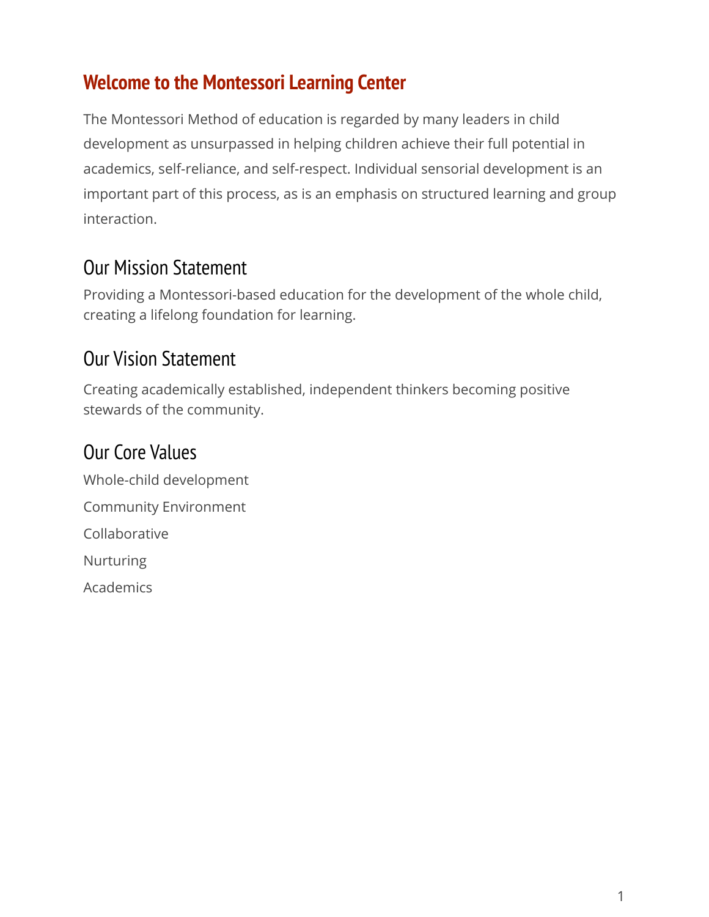# Welcome to the Montessori Learning Center

The Montessori Method of education is regarded by many leaders in child development as unsurpassed in helping children achieve their full potential in academics, self-reliance, and self-respect. Individual sensorial development is an important part of this process, as is an emphasis on structured learning and group interaction.

## Our Mission Statement

Providing a Montessori-based education for the development of the whole child, creating a lifelong foundation for learning.

## Our Vision Statement

Creating academically established, independent thinkers becoming positive stewards of the community.

## Our Core Values

Whole-child development

Community Environment

Collaborative

Nurturing

Academics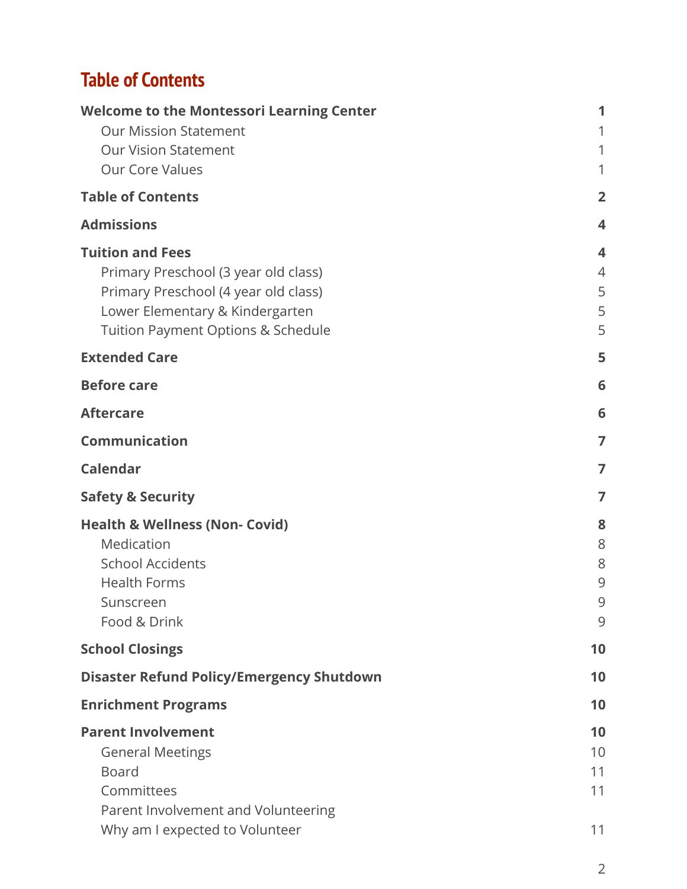# Table of Contents

| | |
|---|---|
| **Welcome to the Montessori Learning Center** | **1** |
| Our Mission Statement | 1 |
| Our Vision Statement | 1 |
| Our Core Values | 1 |
| **Table of Contents** | **2** |
| **Admissions** | **4** |
| **Tuition and Fees** | **4** |
| Primary Preschool (3 year old class) | 4 |
| Primary Preschool (4 year old class) | 5 |
| Lower Elementary & Kindergarten | 5 |
| Tuition Payment Options & Schedule | 5 |
| **Extended Care** | **5** |
| **Before care** | **6** |
| **Aftercare** | **6** |
| **Communication** | **7** |
| **Calendar** | **7** |
| **Safety & Security** | **7** |
| **Health & Wellness (Non- Covid)** | **8** |
| Medication | 8 |
| School Accidents | 8 |
| Health Forms | 9 |
| Sunscreen | 9 |
| Food & Drink | 9 |
| **School Closings** | **10** |
| **Disaster Refund Policy/Emergency Shutdown** | **10** |
| **Enrichment Programs** | **10** |
| **Parent Involvement** | **10** |
| General Meetings | 10 |
| Board | 11 |
| Committees | 11 |
| Parent Involvement and Volunteering | |
| Why am I expected to Volunteer | 11 |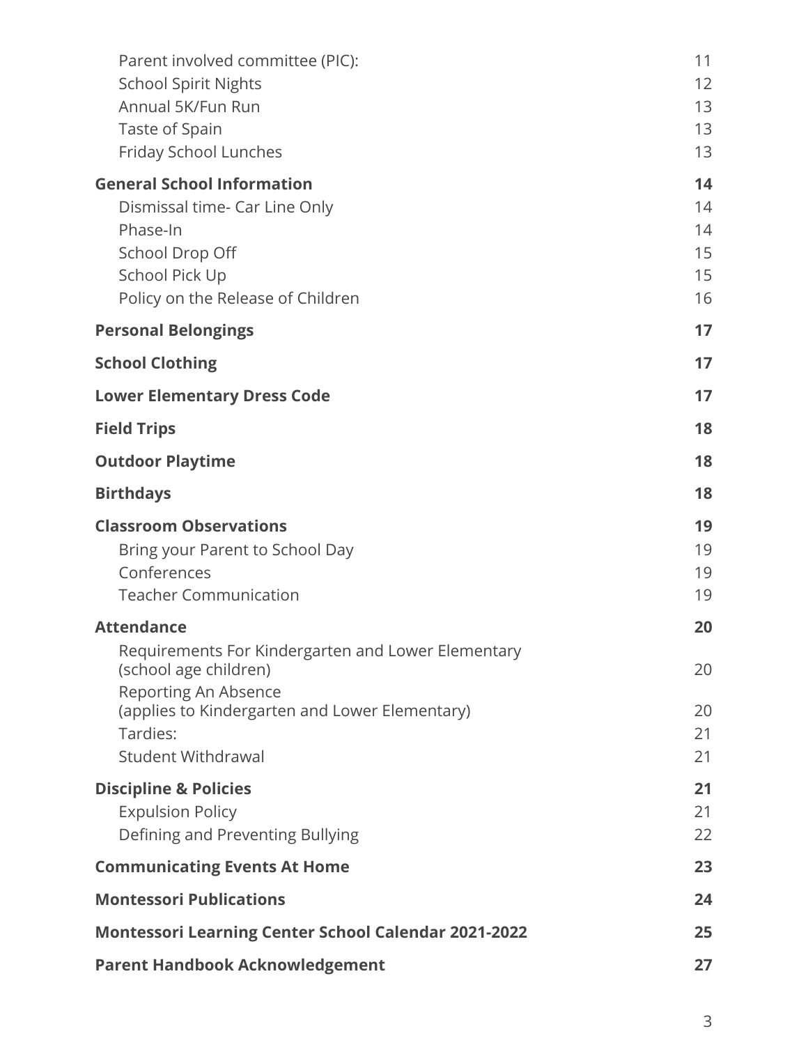Parent involved committee (PIC): 11
School Spirit Nights 12
Annual 5K/Fun Run 13
Taste of Spain 13
Friday School Lunches 13

**General School Information** **14**
Dismissal time- Car Line Only 14
Phase-In 14
School Drop Off 15
School Pick Up 15
Policy on the Release of Children 16

**Personal Belongings** **17**

**School Clothing** **17**

**Lower Elementary Dress Code** **17**

**Field Trips** **18**

**Outdoor Playtime** **18**

**Birthdays** **18**

**Classroom Observations** **19**
Bring your Parent to School Day 19
Conferences 19
Teacher Communication 19

**Attendance** **20**
Requirements For Kindergarten and Lower Elementary (school age children) 20
Reporting An Absence (applies to Kindergarten and Lower Elementary) 20
Tardies: 21
Student Withdrawal 21

**Discipline & Policies** **21**
Expulsion Policy 21
Defining and Preventing Bullying 22

**Communicating Events At Home** **23**

**Montessori Publications** **24**

**Montessori Learning Center School Calendar 2021-2022** **25**

**Parent Handbook Acknowledgement** **27**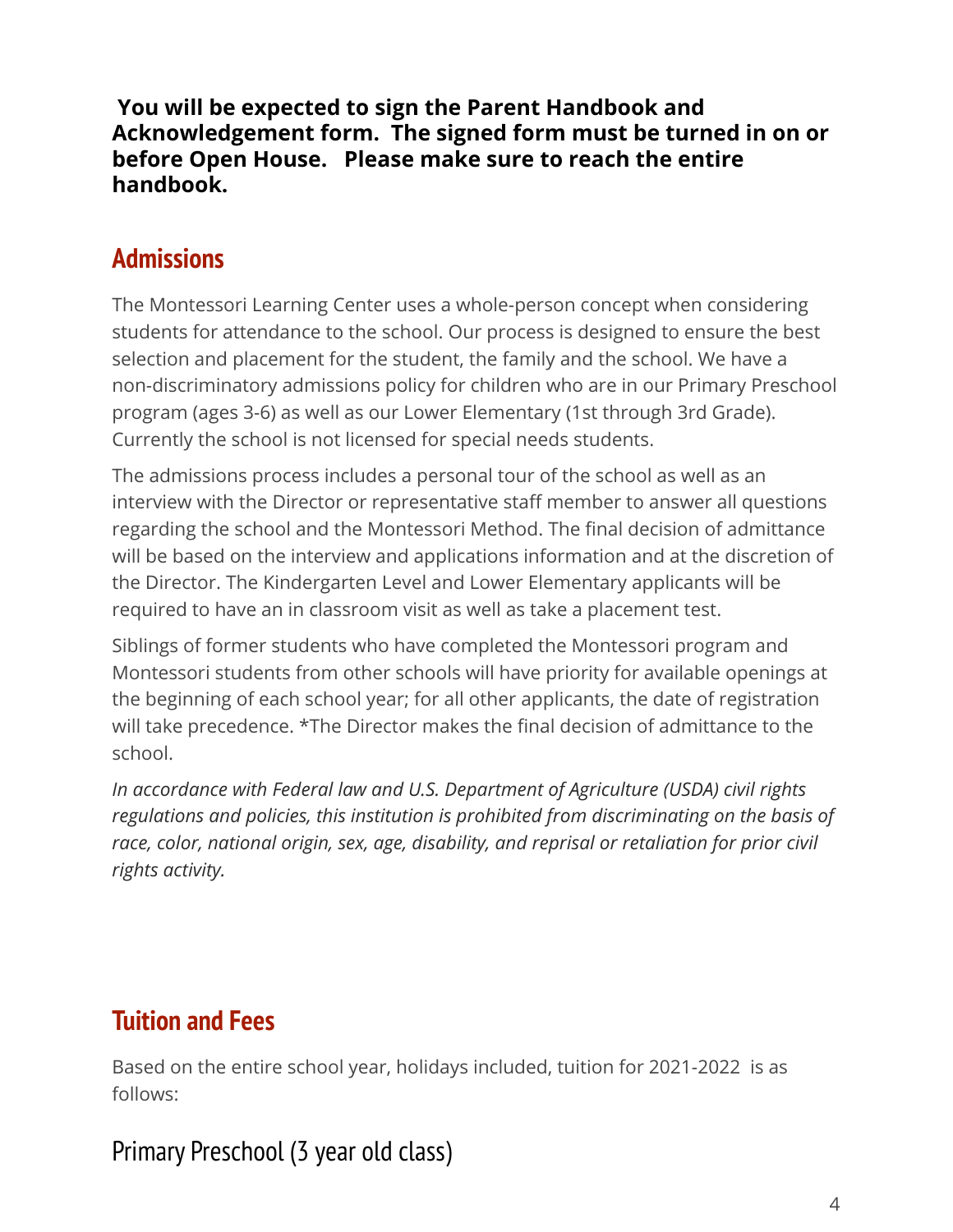**You will be expected to sign the Parent Handbook and Acknowledgement form. The signed form must be turned in on or before Open House. Please make sure to reach the entire handbook.**

## Admissions

The Montessori Learning Center uses a whole-person concept when considering students for attendance to the school. Our process is designed to ensure the best selection and placement for the student, the family and the school. We have a non-discriminatory admissions policy for children who are in our Primary Preschool program (ages 3-6) as well as our Lower Elementary (1st through 3rd Grade). Currently the school is not licensed for special needs students.

The admissions process includes a personal tour of the school as well as an interview with the Director or representative staff member to answer all questions regarding the school and the Montessori Method. The final decision of admittance will be based on the interview and applications information and at the discretion of the Director. The Kindergarten Level and Lower Elementary applicants will be required to have an in classroom visit as well as take a placement test.

Siblings of former students who have completed the Montessori program and Montessori students from other schools will have priority for available openings at the beginning of each school year; for all other applicants, the date of registration will take precedence. *The Director makes the final decision of admittance to the school.

*In accordance with Federal law and U.S. Department of Agriculture (USDA) civil rights regulations and policies, this institution is prohibited from discriminating on the basis of race, color, national origin, sex, age, disability, and reprisal or retaliation for prior civil rights activity.*

## Tuition and Fees

Based on the entire school year, holidays included, tuition for 2021-2022 is as follows:

### Primary Preschool (3 year old class)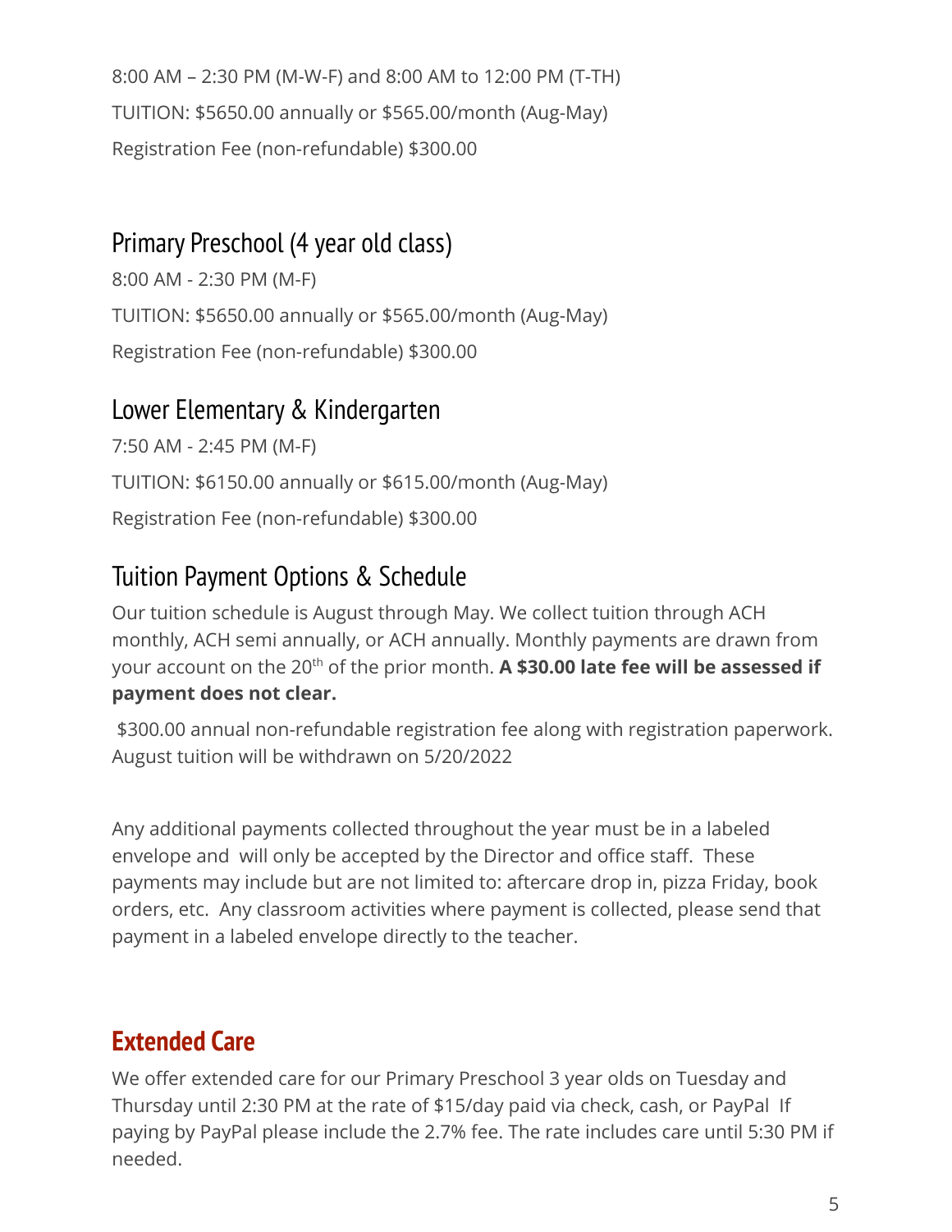8:00 AM – 2:30 PM (M-W-F) and 8:00 AM to 12:00 PM (T-TH)

TUITION: $5650.00 annually or $565.00/month (Aug-May)

Registration Fee (non-refundable) $300.00

## Primary Preschool (4 year old class)

8:00 AM - 2:30 PM (M-F)

TUITION: $5650.00 annually or $565.00/month (Aug-May)

Registration Fee (non-refundable) $300.00

## Lower Elementary & Kindergarten

7:50 AM - 2:45 PM (M-F)

TUITION: $6150.00 annually or $615.00/month (Aug-May)

Registration Fee (non-refundable) $300.00

## Tuition Payment Options & Schedule

Our tuition schedule is August through May. We collect tuition through ACH monthly, ACH semi annually, or ACH annually. Monthly payments are drawn from your account on the 20th of the prior month. **A $30.00 late fee will be assessed if payment does not clear.**

$300.00 annual non-refundable registration fee along with registration paperwork. August tuition will be withdrawn on 5/20/2022

Any additional payments collected throughout the year must be in a labeled envelope and will only be accepted by the Director and office staff. These payments may include but are not limited to: aftercare drop in, pizza Friday, book orders, etc. Any classroom activities where payment is collected, please send that payment in a labeled envelope directly to the teacher.

# Extended Care

We offer extended care for our Primary Preschool 3 year olds on Tuesday and Thursday until 2:30 PM at the rate of $15/day paid via check, cash, or PayPal If paying by PayPal please include the 2.7% fee. The rate includes care until 5:30 PM if needed.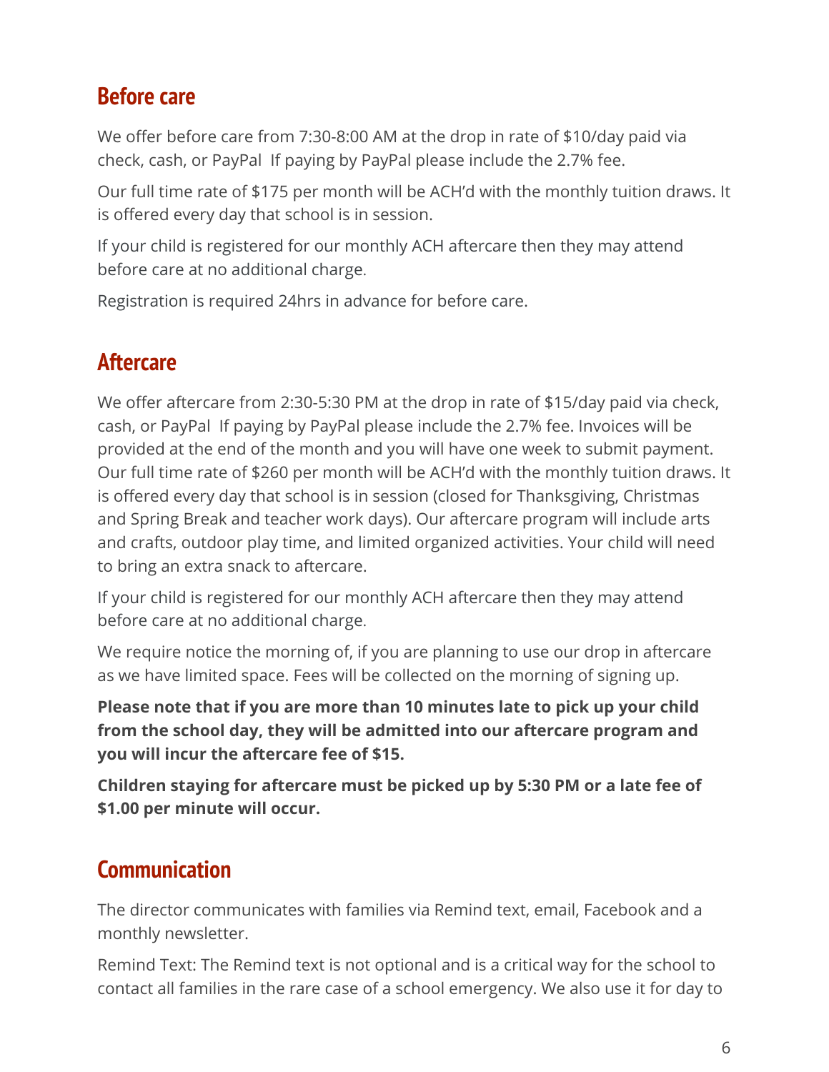## Before care

We offer before care from 7:30-8:00 AM at the drop in rate of $10/day paid via check, cash, or PayPal  If paying by PayPal please include the 2.7% fee.

Our full time rate of $175 per month will be ACH'd with the monthly tuition draws. It is offered every day that school is in session.

If your child is registered for our monthly ACH aftercare then they may attend before care at no additional charge.

Registration is required 24hrs in advance for before care.

## Aftercare

We offer aftercare from 2:30-5:30 PM at the drop in rate of $15/day paid via check, cash, or PayPal  If paying by PayPal please include the 2.7% fee. Invoices will be provided at the end of the month and you will have one week to submit payment. Our full time rate of $260 per month will be ACH'd with the monthly tuition draws. It is offered every day that school is in session (closed for Thanksgiving, Christmas and Spring Break and teacher work days). Our aftercare program will include arts and crafts, outdoor play time, and limited organized activities. Your child will need to bring an extra snack to aftercare.

If your child is registered for our monthly ACH aftercare then they may attend before care at no additional charge.

We require notice the morning of, if you are planning to use our drop in aftercare as we have limited space. Fees will be collected on the morning of signing up.

**Please note that if you are more than 10 minutes late to pick up your child from the school day, they will be admitted into our aftercare program and you will incur the aftercare fee of $15.**

**Children staying for aftercare must be picked up by 5:30 PM or a late fee of $1.00 per minute will occur.**

## Communication

The director communicates with families via Remind text, email, Facebook and a monthly newsletter.

Remind Text: The Remind text is not optional and is a critical way for the school to contact all families in the rare case of a school emergency. We also use it for day to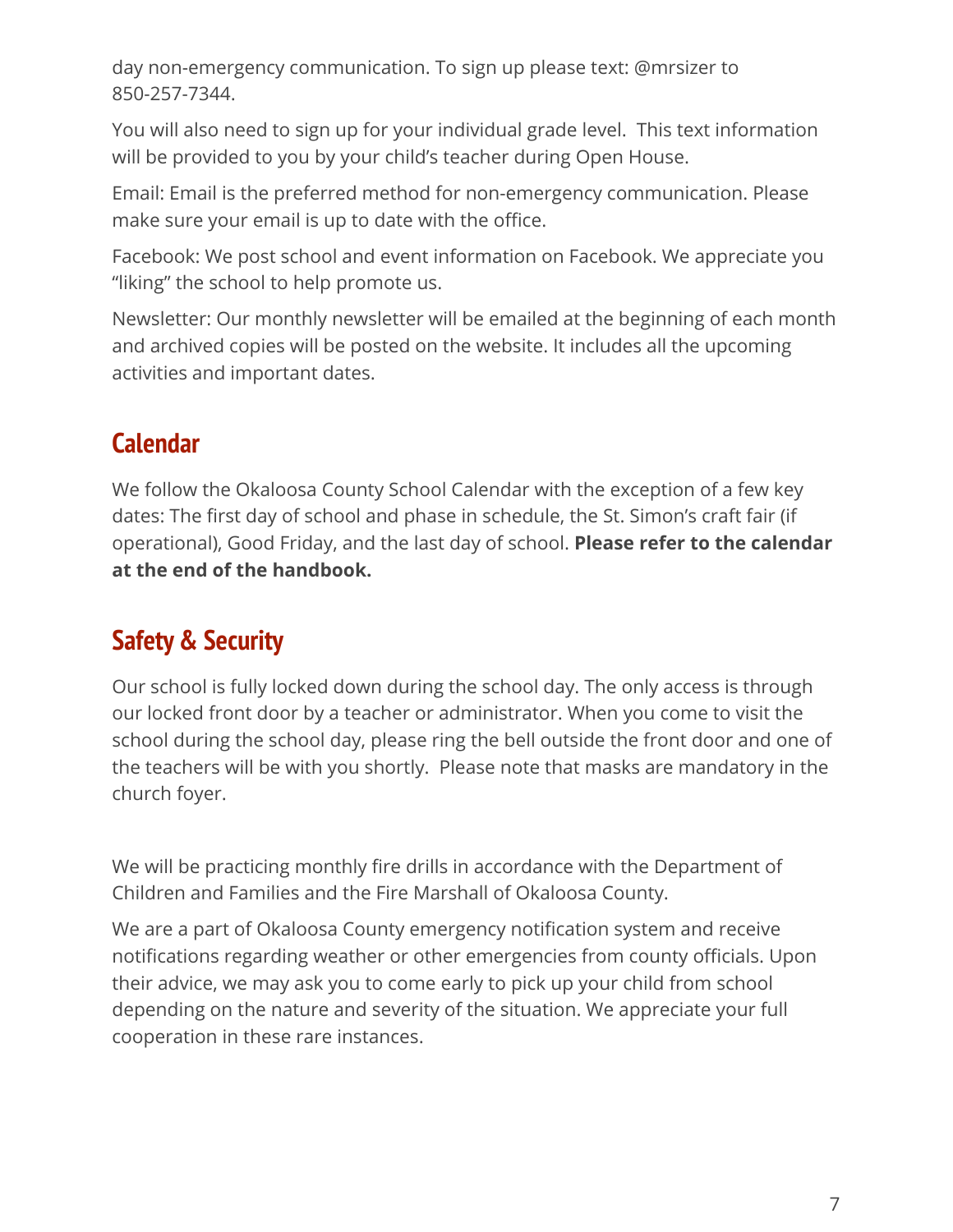day non-emergency communication. To sign up please text: @mrsizer to 850-257-7344.

You will also need to sign up for your individual grade level. This text information will be provided to you by your child's teacher during Open House.

Email: Email is the preferred method for non-emergency communication. Please make sure your email is up to date with the office.

Facebook: We post school and event information on Facebook. We appreciate you "liking" the school to help promote us.

Newsletter: Our monthly newsletter will be emailed at the beginning of each month and archived copies will be posted on the website. It includes all the upcoming activities and important dates.

## Calendar

We follow the Okaloosa County School Calendar with the exception of a few key dates: The first day of school and phase in schedule, the St. Simon's craft fair (if operational), Good Friday, and the last day of school. **Please refer to the calendar at the end of the handbook.**

## Safety & Security

Our school is fully locked down during the school day. The only access is through our locked front door by a teacher or administrator. When you come to visit the school during the school day, please ring the bell outside the front door and one of the teachers will be with you shortly. Please note that masks are mandatory in the church foyer.

We will be practicing monthly fire drills in accordance with the Department of Children and Families and the Fire Marshall of Okaloosa County.

We are a part of Okaloosa County emergency notification system and receive notifications regarding weather or other emergencies from county officials. Upon their advice, we may ask you to come early to pick up your child from school depending on the nature and severity of the situation. We appreciate your full cooperation in these rare instances.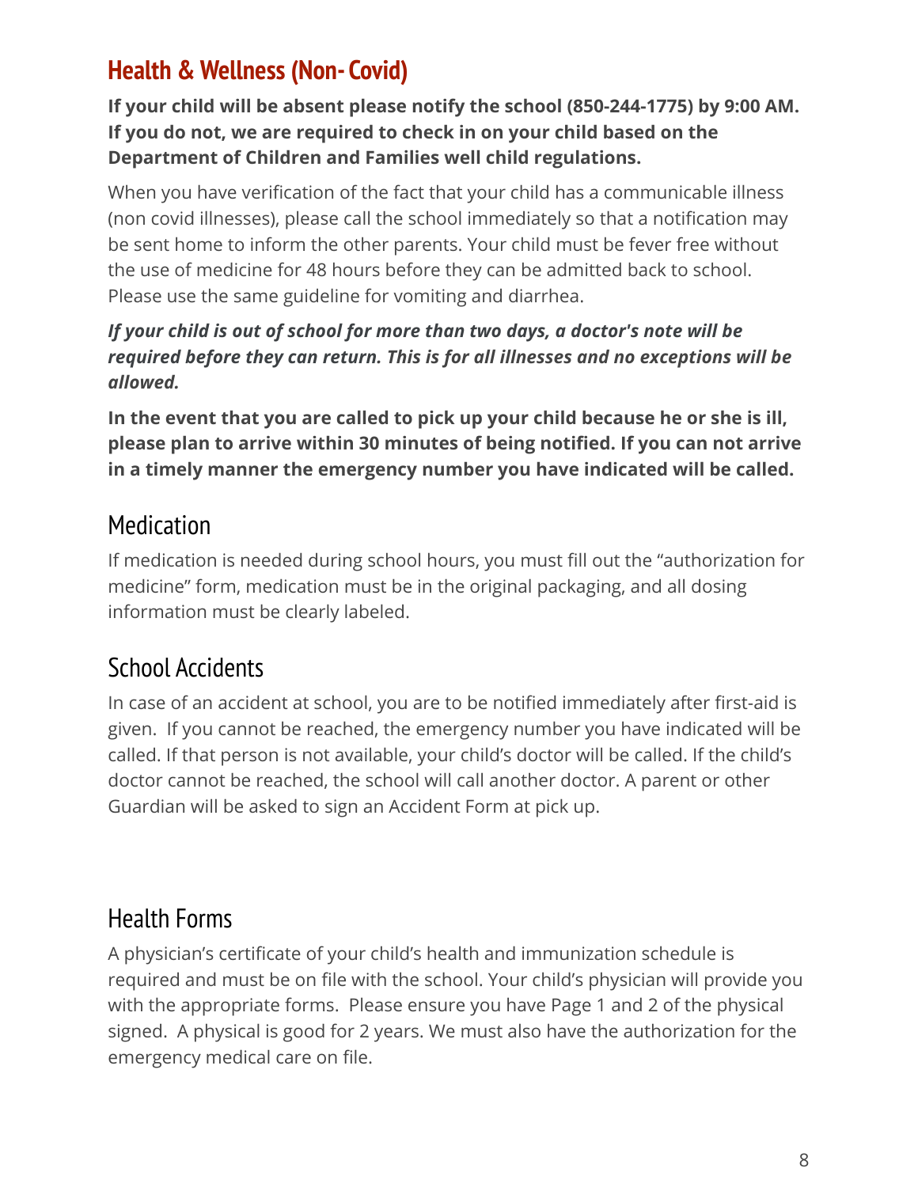## Health & Wellness (Non- Covid)

**If your child will be absent please notify the school (850-244-1775) by 9:00 AM. If you do not, we are required to check in on your child based on the Department of Children and Families well child regulations.**

When you have verification of the fact that your child has a communicable illness (non covid illnesses), please call the school immediately so that a notification may be sent home to inform the other parents. Your child must be fever free without the use of medicine for 48 hours before they can be admitted back to school. Please use the same guideline for vomiting and diarrhea.

***If your child is out of school for more than two days, a doctor's note will be required before they can return. This is for all illnesses and no exceptions will be allowed.***

**In the event that you are called to pick up your child because he or she is ill, please plan to arrive within 30 minutes of being notified. If you can not arrive in a timely manner the emergency number you have indicated will be called.**

### Medication

If medication is needed during school hours, you must fill out the "authorization for medicine" form, medication must be in the original packaging, and all dosing information must be clearly labeled.

### School Accidents

In case of an accident at school, you are to be notified immediately after first-aid is given. If you cannot be reached, the emergency number you have indicated will be called. If that person is not available, your child's doctor will be called. If the child's doctor cannot be reached, the school will call another doctor. A parent or other Guardian will be asked to sign an Accident Form at pick up.

### Health Forms

A physician's certificate of your child's health and immunization schedule is required and must be on file with the school. Your child's physician will provide you with the appropriate forms. Please ensure you have Page 1 and 2 of the physical signed. A physical is good for 2 years. We must also have the authorization for the emergency medical care on file.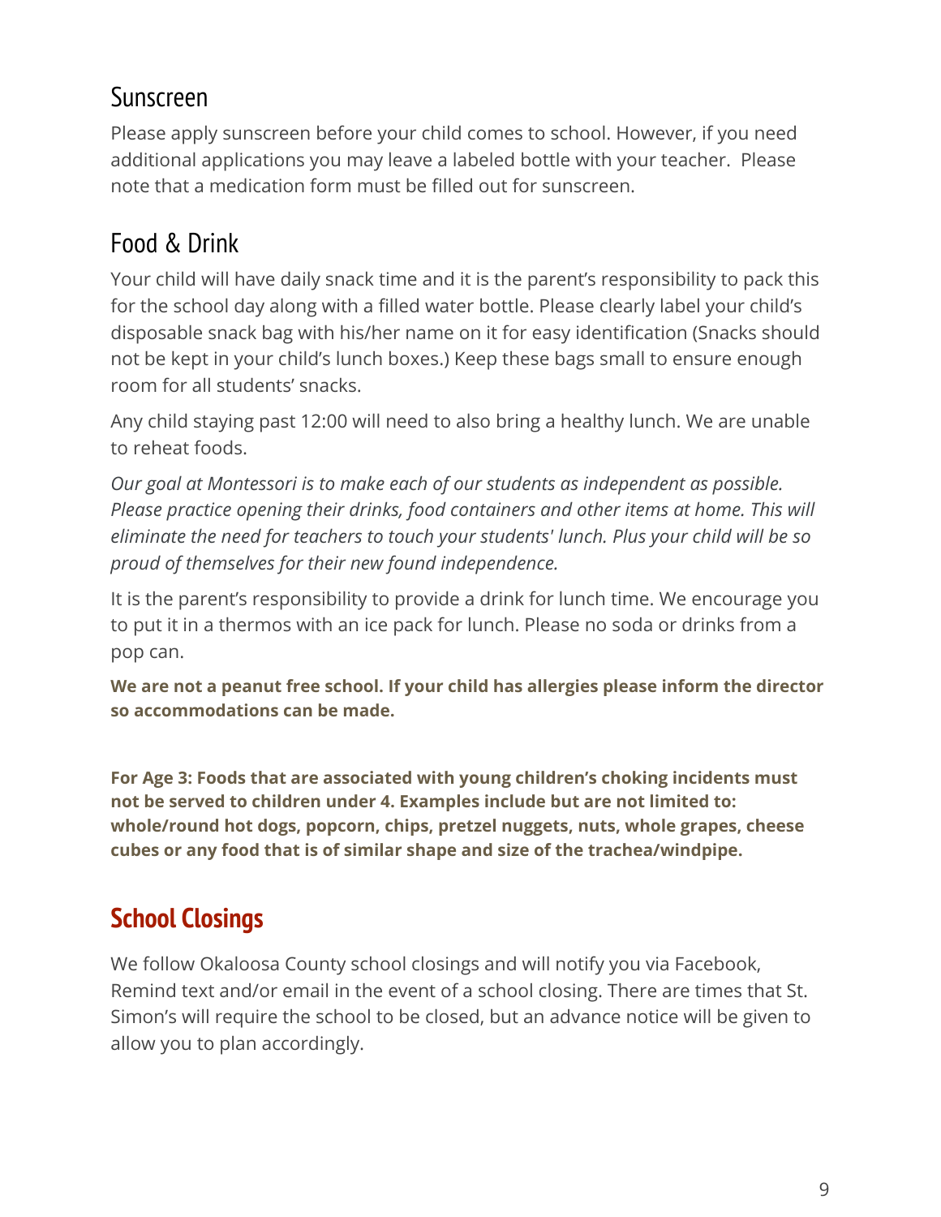## Sunscreen

Please apply sunscreen before your child comes to school. However, if you need additional applications you may leave a labeled bottle with your teacher.  Please note that a medication form must be filled out for sunscreen.

## Food & Drink

Your child will have daily snack time and it is the parent's responsibility to pack this for the school day along with a filled water bottle. Please clearly label your child's disposable snack bag with his/her name on it for easy identification (Snacks should not be kept in your child's lunch boxes.) Keep these bags small to ensure enough room for all students' snacks.

Any child staying past 12:00 will need to also bring a healthy lunch. We are unable to reheat foods.

*Our goal at Montessori is to make each of our students as independent as possible. Please practice opening their drinks, food containers and other items at home. This will eliminate the need for teachers to touch your students' lunch. Plus your child will be so proud of themselves for their new found independence.*

It is the parent's responsibility to provide a drink for lunch time. We encourage you to put it in a thermos with an ice pack for lunch. Please no soda or drinks from a pop can.

**We are not a peanut free school. If your child has allergies please inform the director so accommodations can be made.**

**For Age 3: Foods that are associated with young children's choking incidents must not be served to children under 4. Examples include but are not limited to: whole/round hot dogs, popcorn, chips, pretzel nuggets, nuts, whole grapes, cheese cubes or any food that is of similar shape and size of the trachea/windpipe.**

# School Closings

We follow Okaloosa County school closings and will notify you via Facebook, Remind text and/or email in the event of a school closing. There are times that St. Simon's will require the school to be closed, but an advance notice will be given to allow you to plan accordingly.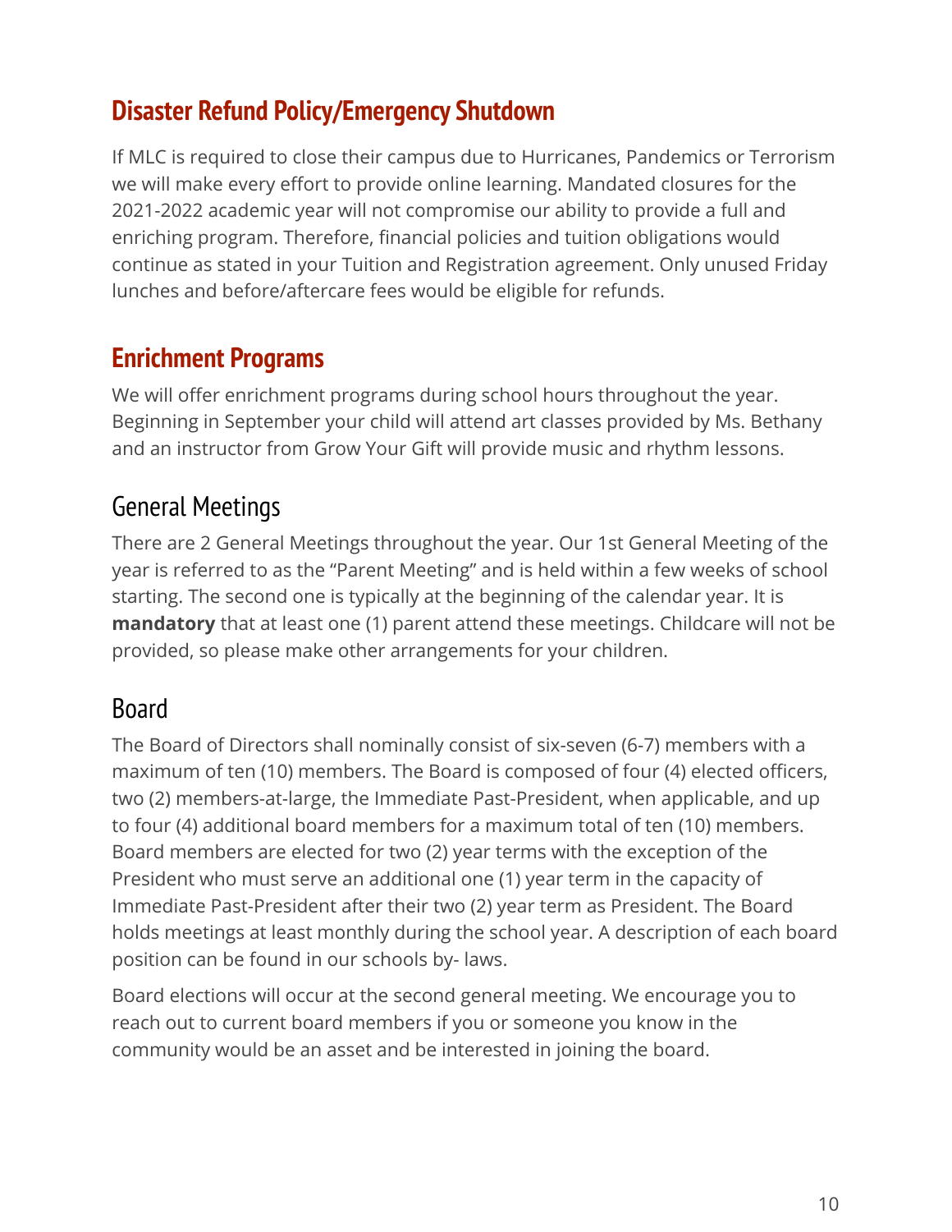## Disaster Refund Policy/Emergency Shutdown

If MLC is required to close their campus due to Hurricanes, Pandemics or Terrorism we will make every effort to provide online learning. Mandated closures for the 2021-2022 academic year will not compromise our ability to provide a full and enriching program. Therefore, financial policies and tuition obligations would continue as stated in your Tuition and Registration agreement. Only unused Friday lunches and before/aftercare fees would be eligible for refunds.

## Enrichment Programs

We will offer enrichment programs during school hours throughout the year. Beginning in September your child will attend art classes provided by Ms. Bethany and an instructor from Grow Your Gift will provide music and rhythm lessons.

## General Meetings

There are 2 General Meetings throughout the year. Our 1st General Meeting of the year is referred to as the "Parent Meeting" and is held within a few weeks of school starting. The second one is typically at the beginning of the calendar year. It is **mandatory** that at least one (1) parent attend these meetings. Childcare will not be provided, so please make other arrangements for your children.

## Board

The Board of Directors shall nominally consist of six-seven (6-7) members with a maximum of ten (10) members. The Board is composed of four (4) elected officers, two (2) members-at-large, the Immediate Past-President, when applicable, and up to four (4) additional board members for a maximum total of ten (10) members. Board members are elected for two (2) year terms with the exception of the President who must serve an additional one (1) year term in the capacity of Immediate Past-President after their two (2) year term as President. The Board holds meetings at least monthly during the school year. A description of each board position can be found in our schools by- laws.

Board elections will occur at the second general meeting. We encourage you to reach out to current board members if you or someone you know in the community would be an asset and be interested in joining the board.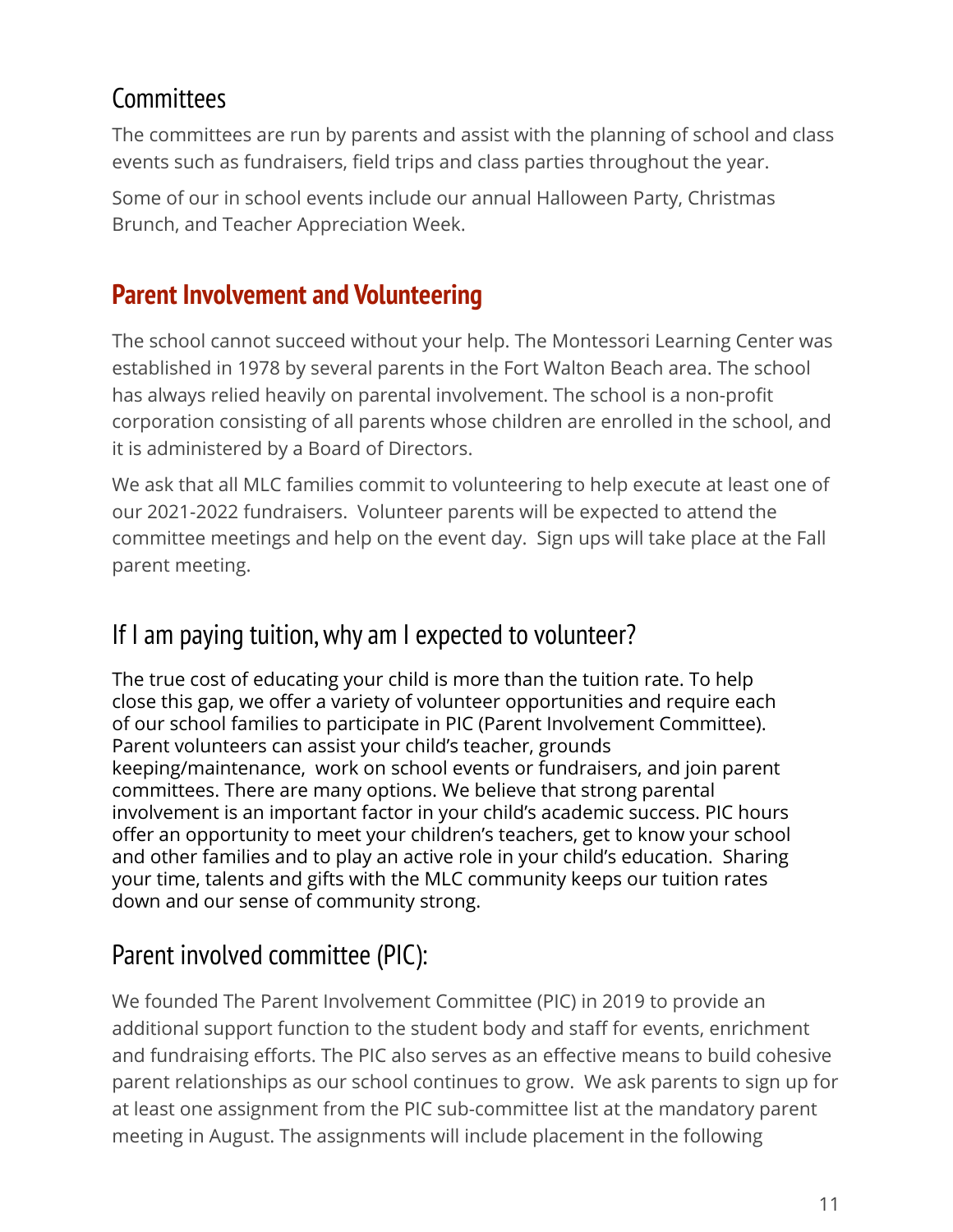## Committees

The committees are run by parents and assist with the planning of school and class events such as fundraisers, field trips and class parties throughout the year.

Some of our in school events include our annual Halloween Party, Christmas Brunch, and Teacher Appreciation Week.

# Parent Involvement and Volunteering

The school cannot succeed without your help. The Montessori Learning Center was established in 1978 by several parents in the Fort Walton Beach area. The school has always relied heavily on parental involvement. The school is a non-profit corporation consisting of all parents whose children are enrolled in the school, and it is administered by a Board of Directors.

We ask that all MLC families commit to volunteering to help execute at least one of our 2021-2022 fundraisers. Volunteer parents will be expected to attend the committee meetings and help on the event day. Sign ups will take place at the Fall parent meeting.

## If I am paying tuition, why am I expected to volunteer?

The true cost of educating your child is more than the tuition rate. To help close this gap, we offer a variety of volunteer opportunities and require each of our school families to participate in PIC (Parent Involvement Committee). Parent volunteers can assist your child's teacher, grounds keeping/maintenance, work on school events or fundraisers, and join parent committees. There are many options. We believe that strong parental involvement is an important factor in your child's academic success. PIC hours offer an opportunity to meet your children's teachers, get to know your school and other families and to play an active role in your child's education. Sharing your time, talents and gifts with the MLC community keeps our tuition rates down and our sense of community strong.

## Parent involved committee (PIC):

We founded The Parent Involvement Committee (PIC) in 2019 to provide an additional support function to the student body and staff for events, enrichment and fundraising efforts. The PIC also serves as an effective means to build cohesive parent relationships as our school continues to grow. We ask parents to sign up for at least one assignment from the PIC sub-committee list at the mandatory parent meeting in August. The assignments will include placement in the following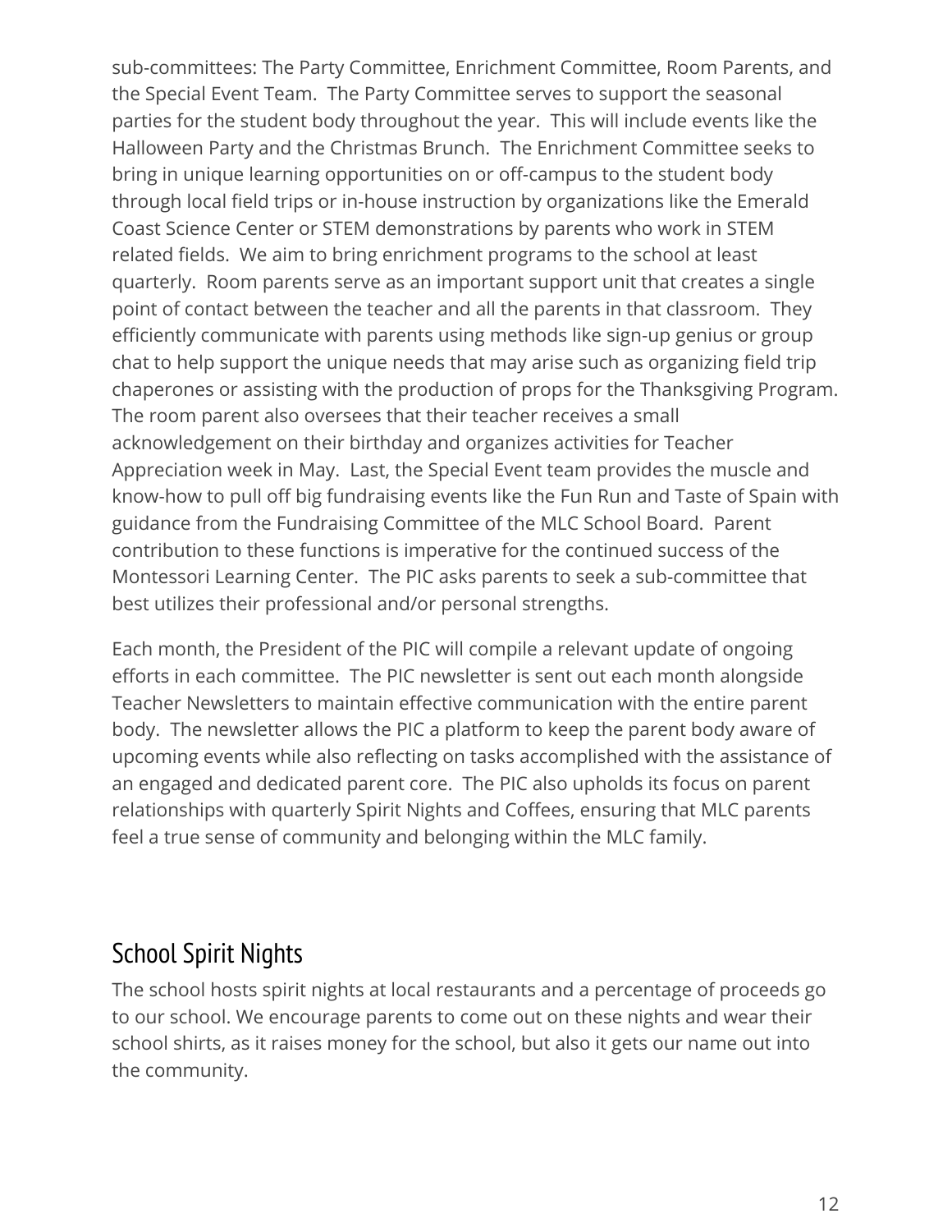sub-committees: The Party Committee, Enrichment Committee, Room Parents, and the Special Event Team. The Party Committee serves to support the seasonal parties for the student body throughout the year. This will include events like the Halloween Party and the Christmas Brunch. The Enrichment Committee seeks to bring in unique learning opportunities on or off-campus to the student body through local field trips or in-house instruction by organizations like the Emerald Coast Science Center or STEM demonstrations by parents who work in STEM related fields. We aim to bring enrichment programs to the school at least quarterly. Room parents serve as an important support unit that creates a single point of contact between the teacher and all the parents in that classroom. They efficiently communicate with parents using methods like sign-up genius or group chat to help support the unique needs that may arise such as organizing field trip chaperones or assisting with the production of props for the Thanksgiving Program. The room parent also oversees that their teacher receives a small acknowledgement on their birthday and organizes activities for Teacher Appreciation week in May. Last, the Special Event team provides the muscle and know-how to pull off big fundraising events like the Fun Run and Taste of Spain with guidance from the Fundraising Committee of the MLC School Board. Parent contribution to these functions is imperative for the continued success of the Montessori Learning Center. The PIC asks parents to seek a sub-committee that best utilizes their professional and/or personal strengths.

Each month, the President of the PIC will compile a relevant update of ongoing efforts in each committee. The PIC newsletter is sent out each month alongside Teacher Newsletters to maintain effective communication with the entire parent body. The newsletter allows the PIC a platform to keep the parent body aware of upcoming events while also reflecting on tasks accomplished with the assistance of an engaged and dedicated parent core. The PIC also upholds its focus on parent relationships with quarterly Spirit Nights and Coffees, ensuring that MLC parents feel a true sense of community and belonging within the MLC family.

## School Spirit Nights

The school hosts spirit nights at local restaurants and a percentage of proceeds go to our school. We encourage parents to come out on these nights and wear their school shirts, as it raises money for the school, but also it gets our name out into the community.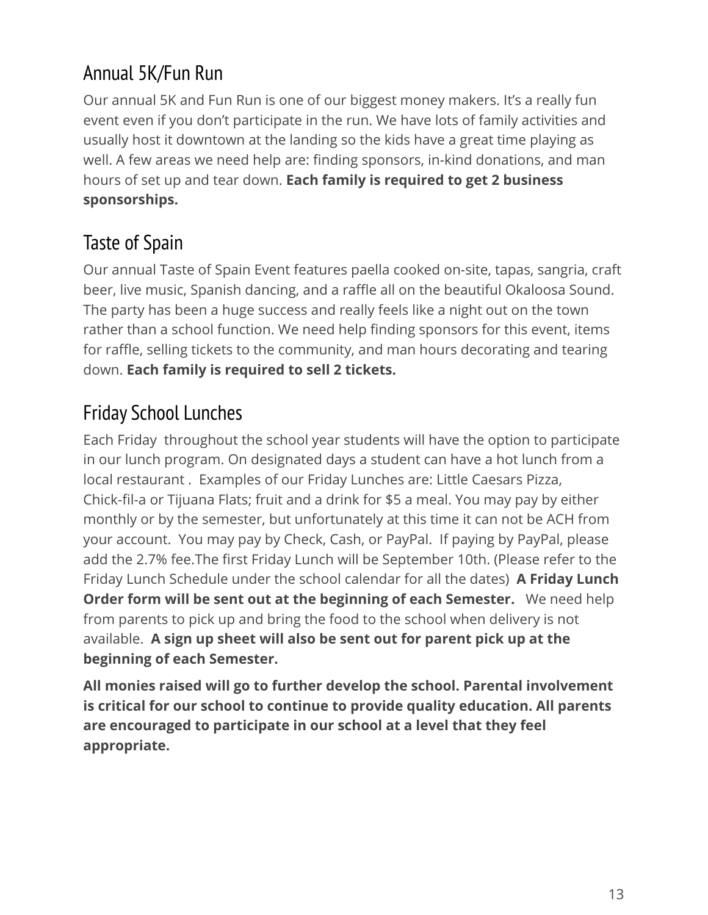## Annual 5K/Fun Run

Our annual 5K and Fun Run is one of our biggest money makers. It's a really fun event even if you don't participate in the run. We have lots of family activities and usually host it downtown at the landing so the kids have a great time playing as well. A few areas we need help are: finding sponsors, in-kind donations, and man hours of set up and tear down. **Each family is required to get 2 business sponsorships.**

## Taste of Spain

Our annual Taste of Spain Event features paella cooked on-site, tapas, sangria, craft beer, live music, Spanish dancing, and a raffle all on the beautiful Okaloosa Sound. The party has been a huge success and really feels like a night out on the town rather than a school function. We need help finding sponsors for this event, items for raffle, selling tickets to the community, and man hours decorating and tearing down. **Each family is required to sell 2 tickets.**

## Friday School Lunches

Each Friday throughout the school year students will have the option to participate in our lunch program. On designated days a student can have a hot lunch from a local restaurant . Examples of our Friday Lunches are: Little Caesars Pizza, Chick-fil-a or Tijuana Flats; fruit and a drink for $5 a meal. You may pay by either monthly or by the semester, but unfortunately at this time it can not be ACH from your account. You may pay by Check, Cash, or PayPal. If paying by PayPal, please add the 2.7% fee.The first Friday Lunch will be September 10th. (Please refer to the Friday Lunch Schedule under the school calendar for all the dates) **A Friday Lunch Order form will be sent out at the beginning of each Semester.** We need help from parents to pick up and bring the food to the school when delivery is not available. **A sign up sheet will also be sent out for parent pick up at the beginning of each Semester.**

**All monies raised will go to further develop the school. Parental involvement is critical for our school to continue to provide quality education. All parents are encouraged to participate in our school at a level that they feel appropriate.**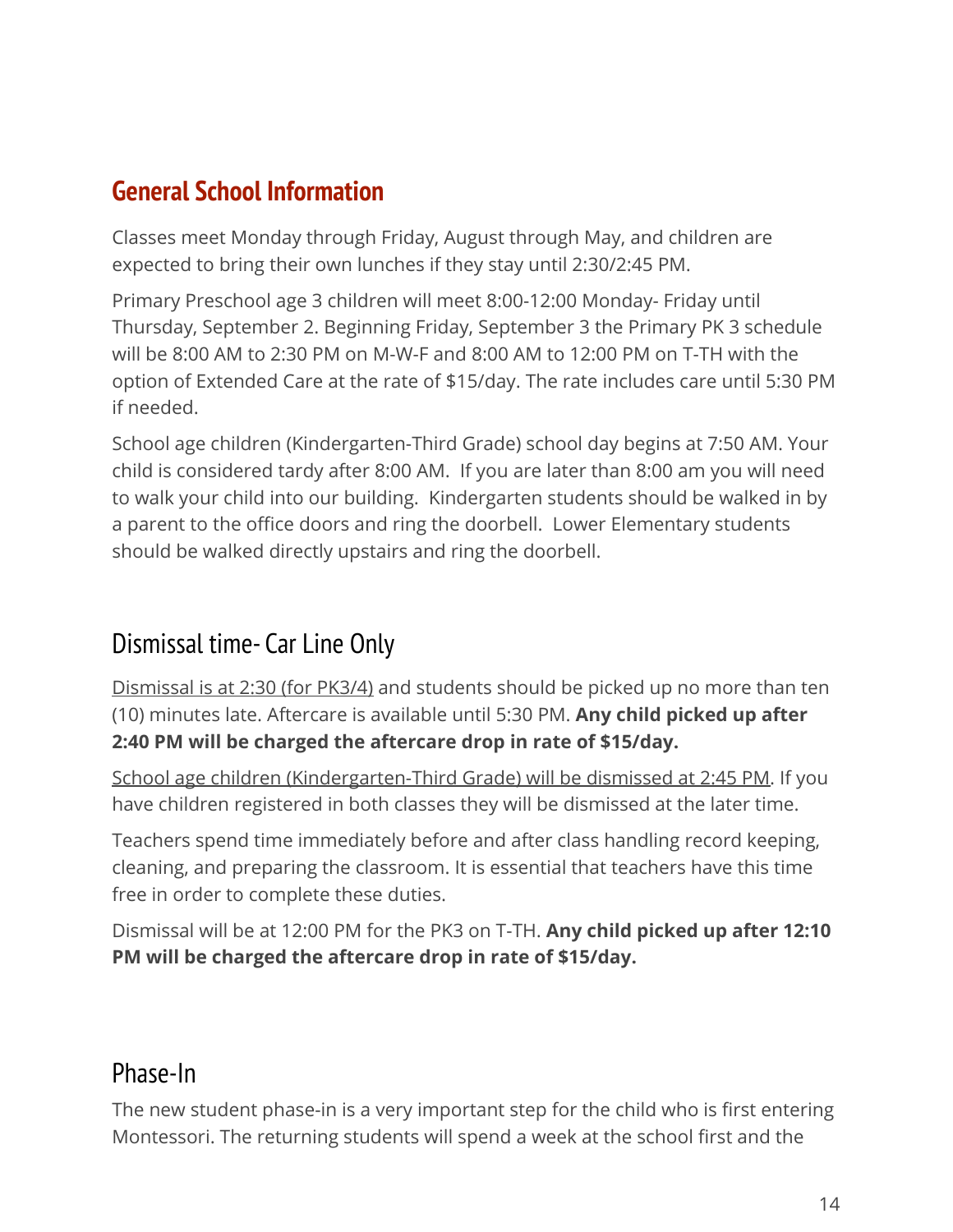## General School Information

Classes meet Monday through Friday, August through May, and children are expected to bring their own lunches if they stay until 2:30/2:45 PM.

Primary Preschool age 3 children will meet 8:00-12:00 Monday- Friday until Thursday, September 2. Beginning Friday, September 3 the Primary PK 3 schedule will be 8:00 AM to 2:30 PM on M-W-F and 8:00 AM to 12:00 PM on T-TH with the option of Extended Care at the rate of $15/day. The rate includes care until 5:30 PM if needed.

School age children (Kindergarten-Third Grade) school day begins at 7:50 AM. Your child is considered tardy after 8:00 AM. If you are later than 8:00 am you will need to walk your child into our building. Kindergarten students should be walked in by a parent to the office doors and ring the doorbell. Lower Elementary students should be walked directly upstairs and ring the doorbell.

### Dismissal time- Car Line Only

Dismissal is at 2:30 (for PK3/4) and students should be picked up no more than ten (10) minutes late. Aftercare is available until 5:30 PM. **Any child picked up after 2:40 PM will be charged the aftercare drop in rate of $15/day.**

School age children (Kindergarten-Third Grade) will be dismissed at 2:45 PM. If you have children registered in both classes they will be dismissed at the later time.

Teachers spend time immediately before and after class handling record keeping, cleaning, and preparing the classroom. It is essential that teachers have this time free in order to complete these duties.

Dismissal will be at 12:00 PM for the PK3 on T-TH. **Any child picked up after 12:10 PM will be charged the aftercare drop in rate of $15/day.**

### Phase-In

The new student phase-in is a very important step for the child who is first entering Montessori. The returning students will spend a week at the school first and the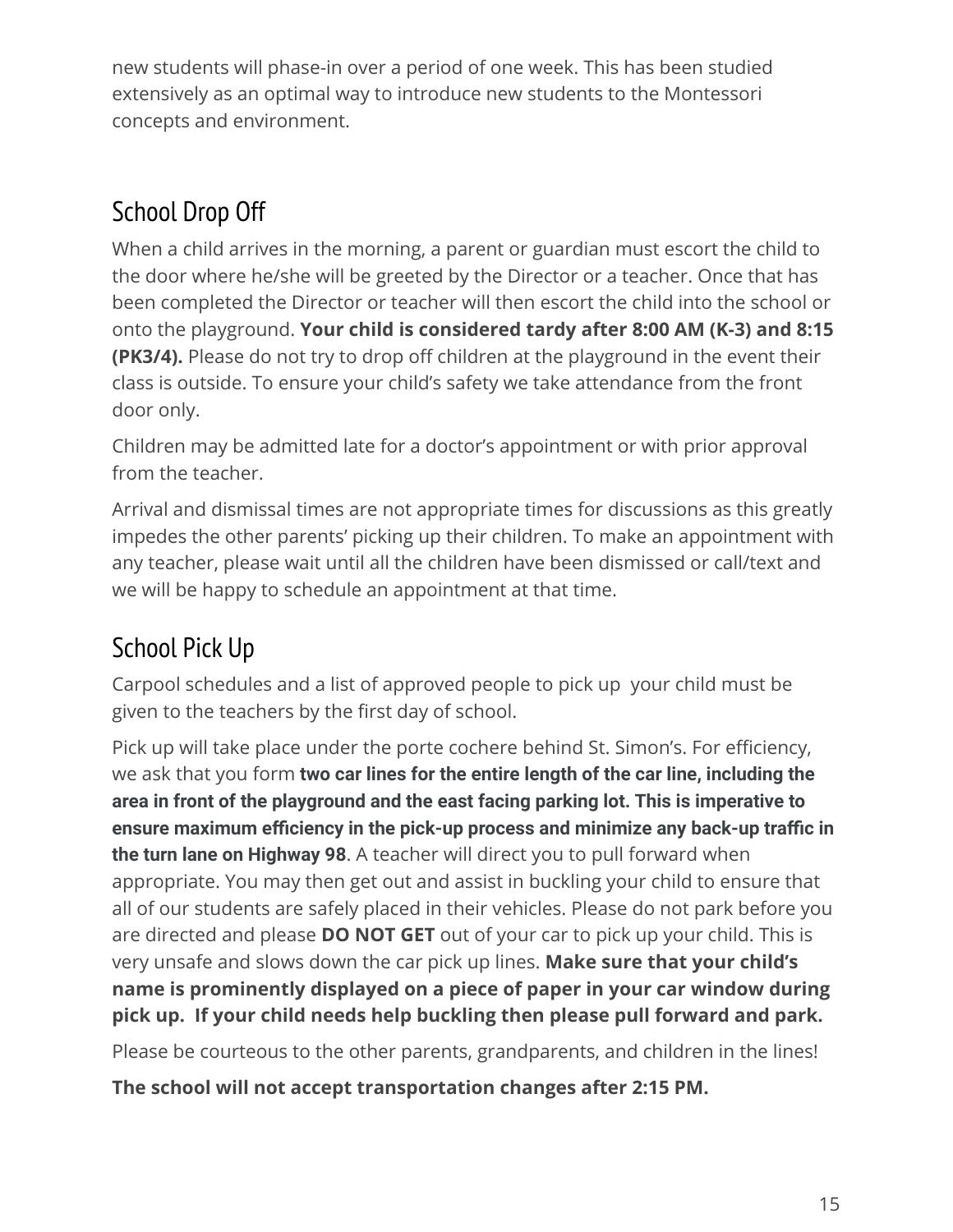new students will phase-in over a period of one week. This has been studied extensively as an optimal way to introduce new students to the Montessori concepts and environment.

## School Drop Off

When a child arrives in the morning, a parent or guardian must escort the child to the door where he/she will be greeted by the Director or a teacher. Once that has been completed the Director or teacher will then escort the child into the school or onto the playground. **Your child is considered tardy after 8:00 AM (K-3) and 8:15 (PK3/4).** Please do not try to drop off children at the playground in the event their class is outside. To ensure your child's safety we take attendance from the front door only.

Children may be admitted late for a doctor's appointment or with prior approval from the teacher.

Arrival and dismissal times are not appropriate times for discussions as this greatly impedes the other parents' picking up their children. To make an appointment with any teacher, please wait until all the children have been dismissed or call/text and we will be happy to schedule an appointment at that time.

## School Pick Up

Carpool schedules and a list of approved people to pick up your child must be given to the teachers by the first day of school.

Pick up will take place under the porte cochere behind St. Simon's. For efficiency, we ask that you form **two car lines for the entire length of the car line, including the area in front of the playground and the east facing parking lot. This is imperative to ensure maximum efficiency in the pick-up process and minimize any back-up traffic in the turn lane on Highway 98**. A teacher will direct you to pull forward when appropriate. You may then get out and assist in buckling your child to ensure that all of our students are safely placed in their vehicles. Please do not park before you are directed and please **DO NOT GET** out of your car to pick up your child. This is very unsafe and slows down the car pick up lines. **Make sure that your child's name is prominently displayed on a piece of paper in your car window during pick up. If your child needs help buckling then please pull forward and park.**

Please be courteous to the other parents, grandparents, and children in the lines!

**The school will not accept transportation changes after 2:15 PM.**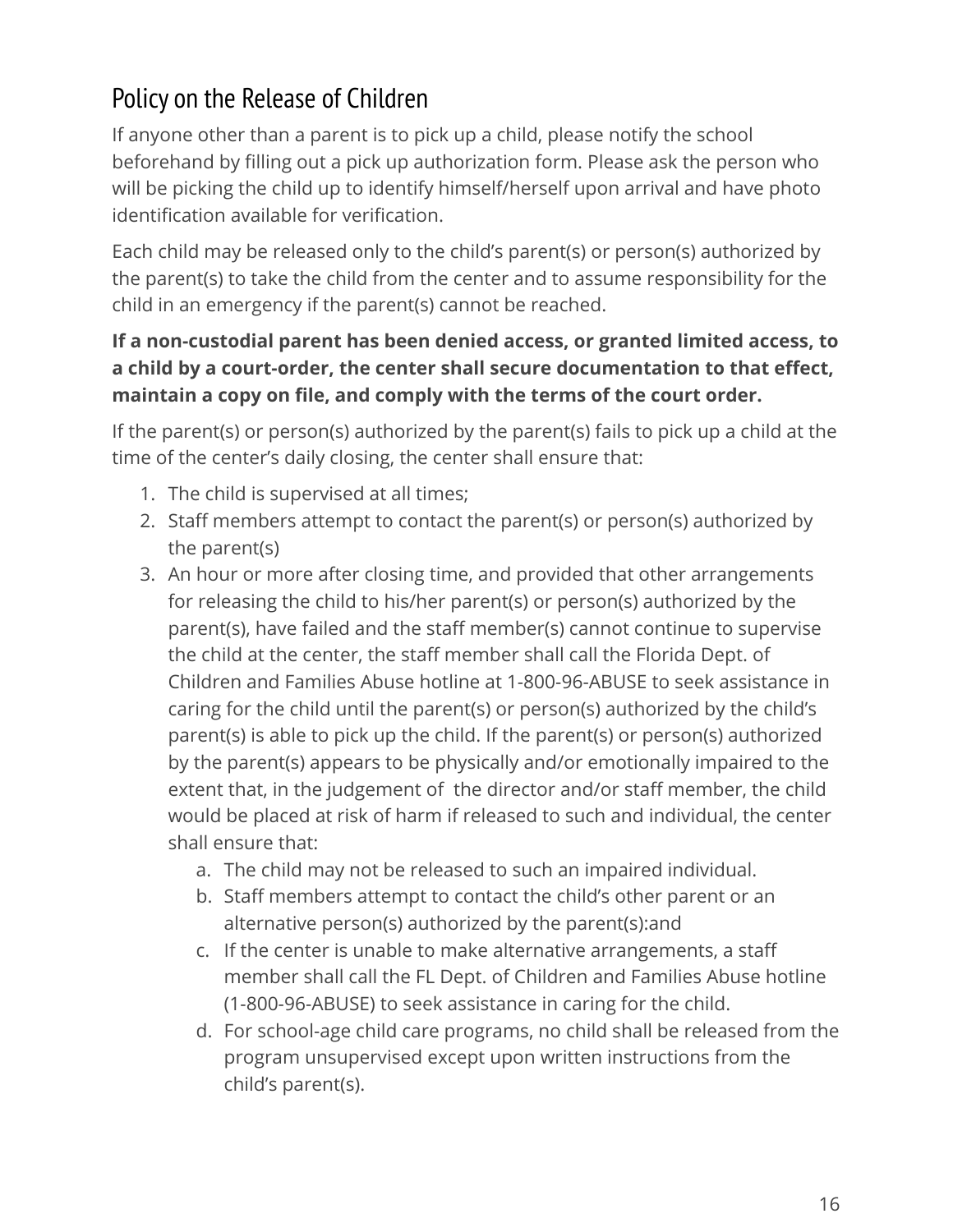## Policy on the Release of Children

If anyone other than a parent is to pick up a child, please notify the school beforehand by filling out a pick up authorization form. Please ask the person who will be picking the child up to identify himself/herself upon arrival and have photo identification available for verification.

Each child may be released only to the child's parent(s) or person(s) authorized by the parent(s) to take the child from the center and to assume responsibility for the child in an emergency if the parent(s) cannot be reached.

**If a non-custodial parent has been denied access, or granted limited access, to a child by a court-order, the center shall secure documentation to that effect, maintain a copy on file, and comply with the terms of the court order.**

If the parent(s) or person(s) authorized by the parent(s) fails to pick up a child at the time of the center's daily closing, the center shall ensure that:

1. The child is supervised at all times;
2. Staff members attempt to contact the parent(s) or person(s) authorized by the parent(s)
3. An hour or more after closing time, and provided that other arrangements for releasing the child to his/her parent(s) or person(s) authorized by the parent(s), have failed and the staff member(s) cannot continue to supervise the child at the center, the staff member shall call the Florida Dept. of Children and Families Abuse hotline at 1-800-96-ABUSE to seek assistance in caring for the child until the parent(s) or person(s) authorized by the child's parent(s) is able to pick up the child. If the parent(s) or person(s) authorized by the parent(s) appears to be physically and/or emotionally impaired to the extent that, in the judgement of the director and/or staff member, the child would be placed at risk of harm if released to such and individual, the center shall ensure that:
    a. The child may not be released to such an impaired individual.
    b. Staff members attempt to contact the child's other parent or an alternative person(s) authorized by the parent(s):and
    c. If the center is unable to make alternative arrangements, a staff member shall call the FL Dept. of Children and Families Abuse hotline (1-800-96-ABUSE) to seek assistance in caring for the child.
    d. For school-age child care programs, no child shall be released from the program unsupervised except upon written instructions from the child's parent(s).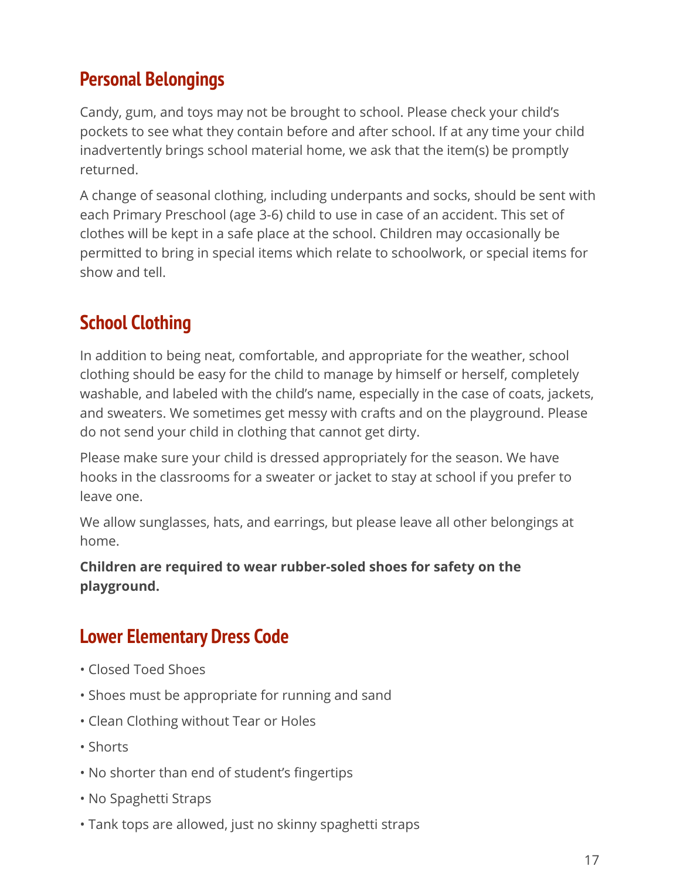## Personal Belongings

Candy, gum, and toys may not be brought to school. Please check your child's pockets to see what they contain before and after school. If at any time your child inadvertently brings school material home, we ask that the item(s) be promptly returned.

A change of seasonal clothing, including underpants and socks, should be sent with each Primary Preschool (age 3-6) child to use in case of an accident. This set of clothes will be kept in a safe place at the school. Children may occasionally be permitted to bring in special items which relate to schoolwork, or special items for show and tell.

## School Clothing

In addition to being neat, comfortable, and appropriate for the weather, school clothing should be easy for the child to manage by himself or herself, completely washable, and labeled with the child's name, especially in the case of coats, jackets, and sweaters. We sometimes get messy with crafts and on the playground. Please do not send your child in clothing that cannot get dirty.

Please make sure your child is dressed appropriately for the season. We have hooks in the classrooms for a sweater or jacket to stay at school if you prefer to leave one.

We allow sunglasses, hats, and earrings, but please leave all other belongings at home.

**Children are required to wear rubber-soled shoes for safety on the playground.**

## Lower Elementary Dress Code

- Closed Toed Shoes
- Shoes must be appropriate for running and sand
- Clean Clothing without Tear or Holes
- Shorts
- No shorter than end of student's fingertips
- No Spaghetti Straps
- Tank tops are allowed, just no skinny spaghetti straps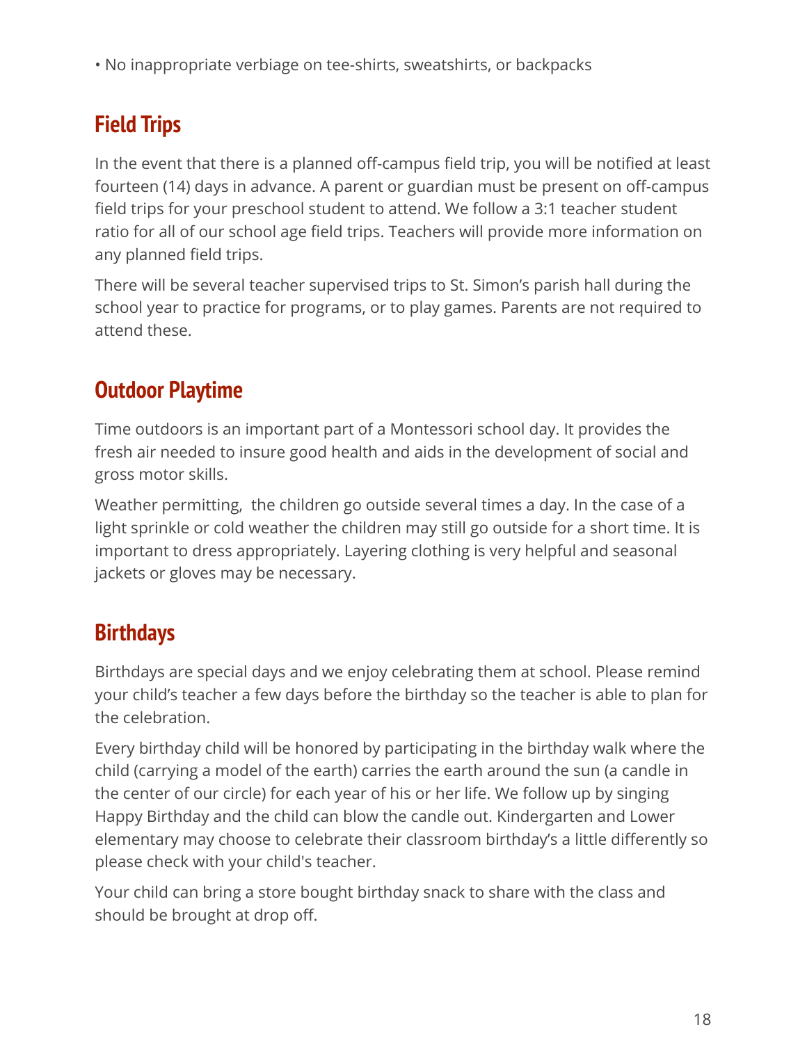• No inappropriate verbiage on tee-shirts, sweatshirts, or backpacks

## Field Trips

In the event that there is a planned off-campus field trip, you will be notified at least fourteen (14) days in advance. A parent or guardian must be present on off-campus field trips for your preschool student to attend. We follow a 3:1 teacher student ratio for all of our school age field trips. Teachers will provide more information on any planned field trips.

There will be several teacher supervised trips to St. Simon's parish hall during the school year to practice for programs, or to play games. Parents are not required to attend these.

## Outdoor Playtime

Time outdoors is an important part of a Montessori school day. It provides the fresh air needed to insure good health and aids in the development of social and gross motor skills.

Weather permitting, the children go outside several times a day. In the case of a light sprinkle or cold weather the children may still go outside for a short time. It is important to dress appropriately. Layering clothing is very helpful and seasonal jackets or gloves may be necessary.

## Birthdays

Birthdays are special days and we enjoy celebrating them at school. Please remind your child's teacher a few days before the birthday so the teacher is able to plan for the celebration.

Every birthday child will be honored by participating in the birthday walk where the child (carrying a model of the earth) carries the earth around the sun (a candle in the center of our circle) for each year of his or her life. We follow up by singing Happy Birthday and the child can blow the candle out. Kindergarten and Lower elementary may choose to celebrate their classroom birthday's a little differently so please check with your child's teacher.

Your child can bring a store bought birthday snack to share with the class and should be brought at drop off.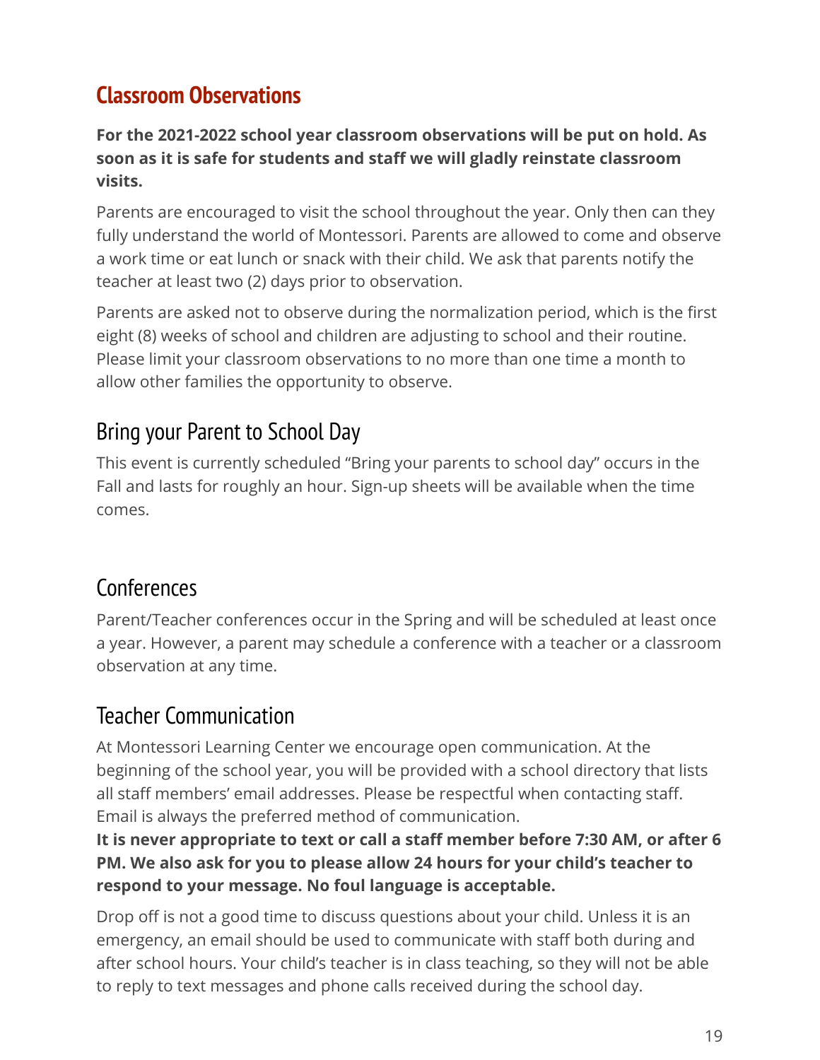## Classroom Observations

**For the 2021-2022 school year classroom observations will be put on hold. As soon as it is safe for students and staff we will gladly reinstate classroom visits.**

Parents are encouraged to visit the school throughout the year. Only then can they fully understand the world of Montessori. Parents are allowed to come and observe a work time or eat lunch or snack with their child. We ask that parents notify the teacher at least two (2) days prior to observation.

Parents are asked not to observe during the normalization period, which is the first eight (8) weeks of school and children are adjusting to school and their routine. Please limit your classroom observations to no more than one time a month to allow other families the opportunity to observe.

### Bring your Parent to School Day

This event is currently scheduled "Bring your parents to school day" occurs in the Fall and lasts for roughly an hour. Sign-up sheets will be available when the time comes.

### Conferences

Parent/Teacher conferences occur in the Spring and will be scheduled at least once a year. However, a parent may schedule a conference with a teacher or a classroom observation at any time.

### Teacher Communication

At Montessori Learning Center we encourage open communication. At the beginning of the school year, you will be provided with a school directory that lists all staff members' email addresses. Please be respectful when contacting staff. Email is always the preferred method of communication.
**It is never appropriate to text or call a staff member before 7:30 AM, or after 6 PM. We also ask for you to please allow 24 hours for your child's teacher to respond to your message. No foul language is acceptable.**

Drop off is not a good time to discuss questions about your child. Unless it is an emergency, an email should be used to communicate with staff both during and after school hours. Your child's teacher is in class teaching, so they will not be able to reply to text messages and phone calls received during the school day.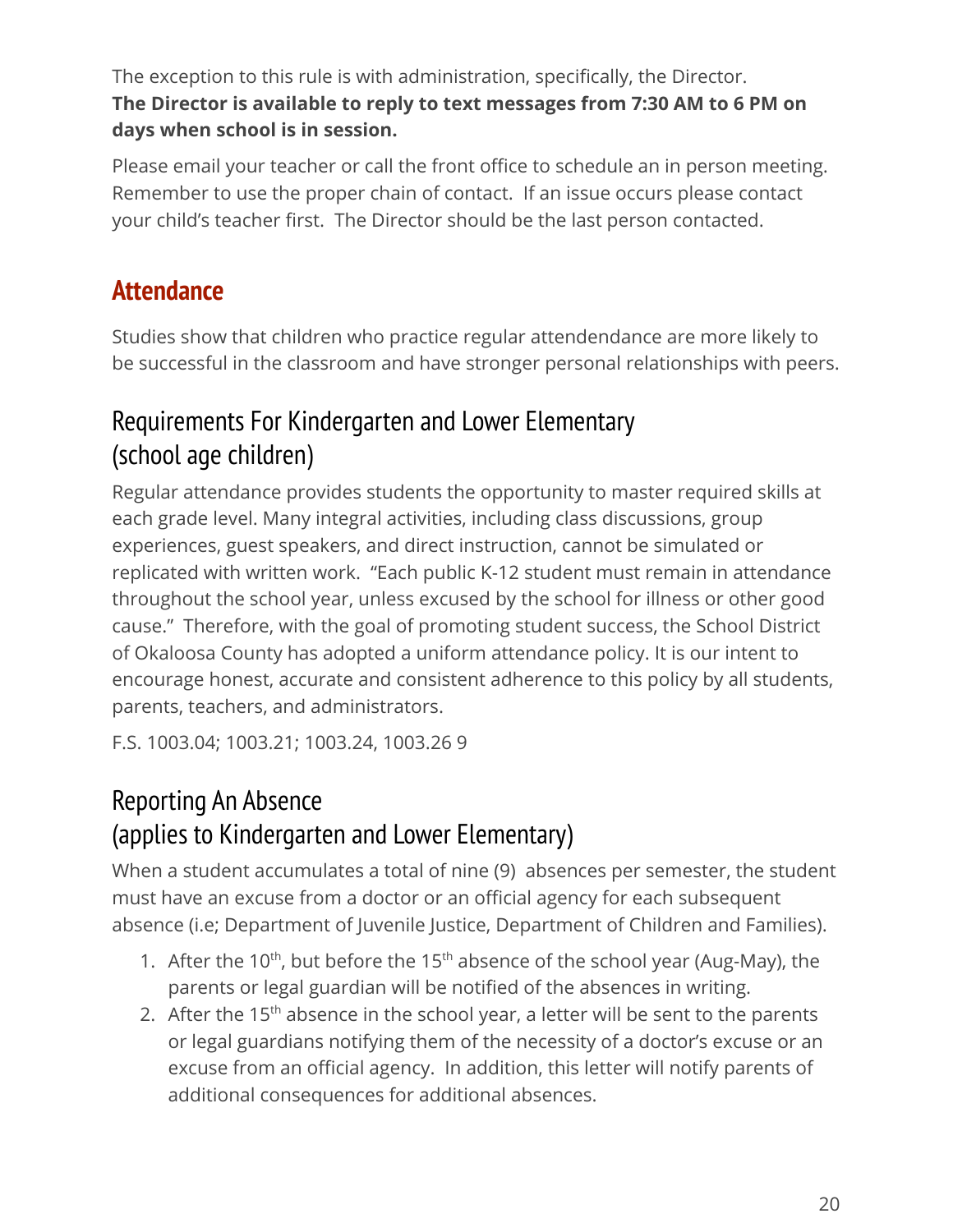The exception to this rule is with administration, specifically, the Director.
**The Director is available to reply to text messages from 7:30 AM to 6 PM on days when school is in session.**

Please email your teacher or call the front office to schedule an in person meeting. Remember to use the proper chain of contact. If an issue occurs please contact your child's teacher first. The Director should be the last person contacted.

## Attendance

Studies show that children who practice regular attendendance are more likely to be successful in the classroom and have stronger personal relationships with peers.

### Requirements For Kindergarten and Lower Elementary (school age children)

Regular attendance provides students the opportunity to master required skills at each grade level. Many integral activities, including class discussions, group experiences, guest speakers, and direct instruction, cannot be simulated or replicated with written work. "Each public K-12 student must remain in attendance throughout the school year, unless excused by the school for illness or other good cause." Therefore, with the goal of promoting student success, the School District of Okaloosa County has adopted a uniform attendance policy. It is our intent to encourage honest, accurate and consistent adherence to this policy by all students, parents, teachers, and administrators.

F.S. 1003.04; 1003.21; 1003.24, 1003.26 9

### Reporting An Absence (applies to Kindergarten and Lower Elementary)

When a student accumulates a total of nine (9) absences per semester, the student must have an excuse from a doctor or an official agency for each subsequent absence (i.e; Department of Juvenile Justice, Department of Children and Families).

1. After the 10th, but before the 15th absence of the school year (Aug-May), the parents or legal guardian will be notified of the absences in writing.
2. After the 15th absence in the school year, a letter will be sent to the parents or legal guardians notifying them of the necessity of a doctor's excuse or an excuse from an official agency. In addition, this letter will notify parents of additional consequences for additional absences.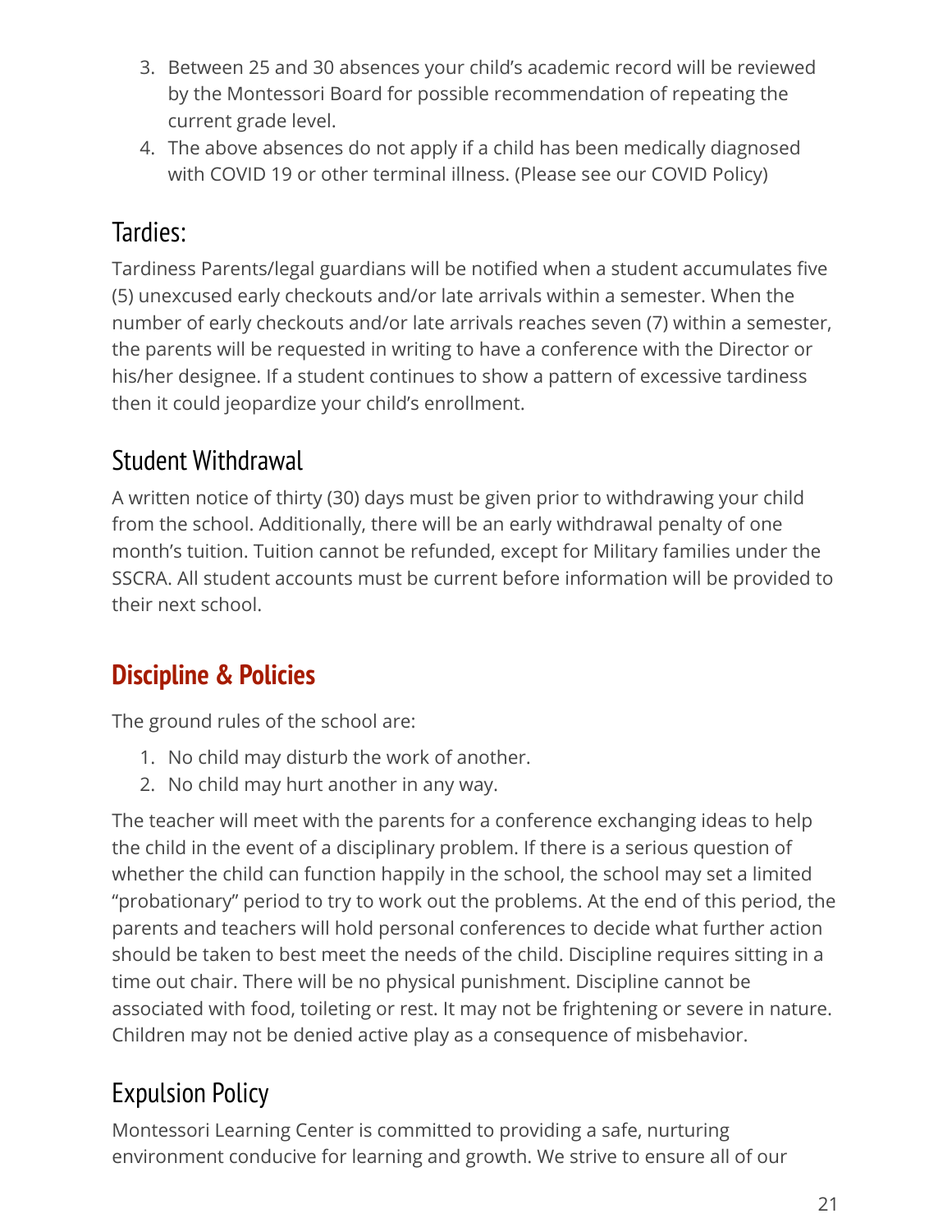3. Between 25 and 30 absences your child's academic record will be reviewed by the Montessori Board for possible recommendation of repeating the current grade level.
4. The above absences do not apply if a child has been medically diagnosed with COVID 19 or other terminal illness. (Please see our COVID Policy)

## Tardies:

Tardiness Parents/legal guardians will be notified when a student accumulates five (5) unexcused early checkouts and/or late arrivals within a semester. When the number of early checkouts and/or late arrivals reaches seven (7) within a semester, the parents will be requested in writing to have a conference with the Director or his/her designee. If a student continues to show a pattern of excessive tardiness then it could jeopardize your child's enrollment.

## Student Withdrawal

A written notice of thirty (30) days must be given prior to withdrawing your child from the school. Additionally, there will be an early withdrawal penalty of one month's tuition. Tuition cannot be refunded, except for Military families under the SSCRA. All student accounts must be current before information will be provided to their next school.

# Discipline & Policies

The ground rules of the school are:

1. No child may disturb the work of another.
2. No child may hurt another in any way.

The teacher will meet with the parents for a conference exchanging ideas to help the child in the event of a disciplinary problem. If there is a serious question of whether the child can function happily in the school, the school may set a limited "probationary" period to try to work out the problems. At the end of this period, the parents and teachers will hold personal conferences to decide what further action should be taken to best meet the needs of the child. Discipline requires sitting in a time out chair. There will be no physical punishment. Discipline cannot be associated with food, toileting or rest. It may not be frightening or severe in nature. Children may not be denied active play as a consequence of misbehavior.

## Expulsion Policy

Montessori Learning Center is committed to providing a safe, nurturing environment conducive for learning and growth. We strive to ensure all of our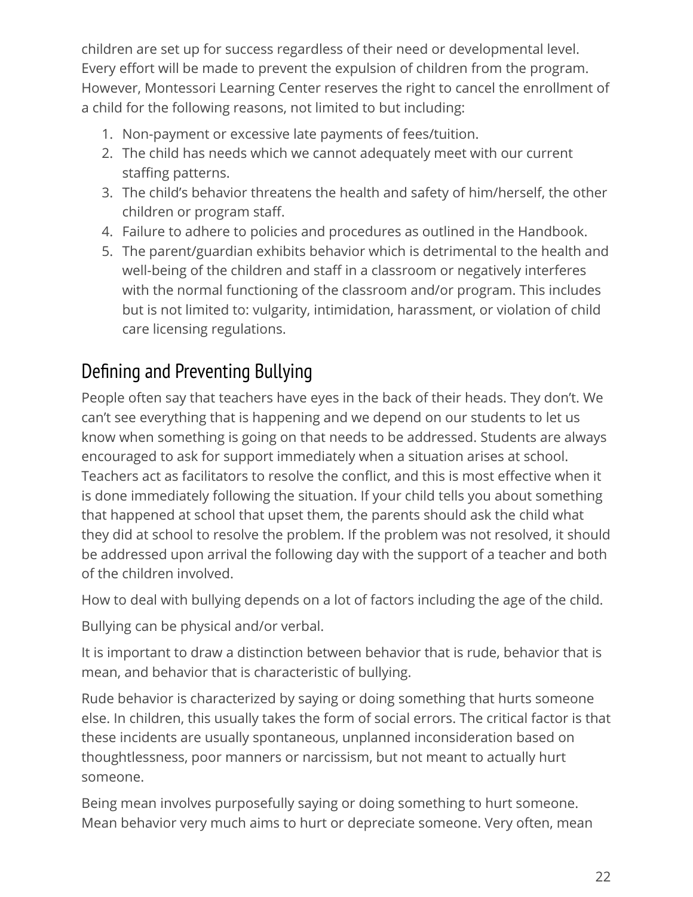children are set up for success regardless of their need or developmental level. Every effort will be made to prevent the expulsion of children from the program. However, Montessori Learning Center reserves the right to cancel the enrollment of a child for the following reasons, not limited to but including:

1. Non-payment or excessive late payments of fees/tuition.
2. The child has needs which we cannot adequately meet with our current staffing patterns.
3. The child's behavior threatens the health and safety of him/herself, the other children or program staff.
4. Failure to adhere to policies and procedures as outlined in the Handbook.
5. The parent/guardian exhibits behavior which is detrimental to the health and well-being of the children and staff in a classroom or negatively interferes with the normal functioning of the classroom and/or program. This includes but is not limited to: vulgarity, intimidation, harassment, or violation of child care licensing regulations.

## Defining and Preventing Bullying

People often say that teachers have eyes in the back of their heads. They don't. We can't see everything that is happening and we depend on our students to let us know when something is going on that needs to be addressed. Students are always encouraged to ask for support immediately when a situation arises at school. Teachers act as facilitators to resolve the conflict, and this is most effective when it is done immediately following the situation. If your child tells you about something that happened at school that upset them, the parents should ask the child what they did at school to resolve the problem. If the problem was not resolved, it should be addressed upon arrival the following day with the support of a teacher and both of the children involved.

How to deal with bullying depends on a lot of factors including the age of the child.

Bullying can be physical and/or verbal.

It is important to draw a distinction between behavior that is rude, behavior that is mean, and behavior that is characteristic of bullying.

Rude behavior is characterized by saying or doing something that hurts someone else. In children, this usually takes the form of social errors. The critical factor is that these incidents are usually spontaneous, unplanned inconsideration based on thoughtlessness, poor manners or narcissism, but not meant to actually hurt someone.

Being mean involves purposefully saying or doing something to hurt someone. Mean behavior very much aims to hurt or depreciate someone. Very often, mean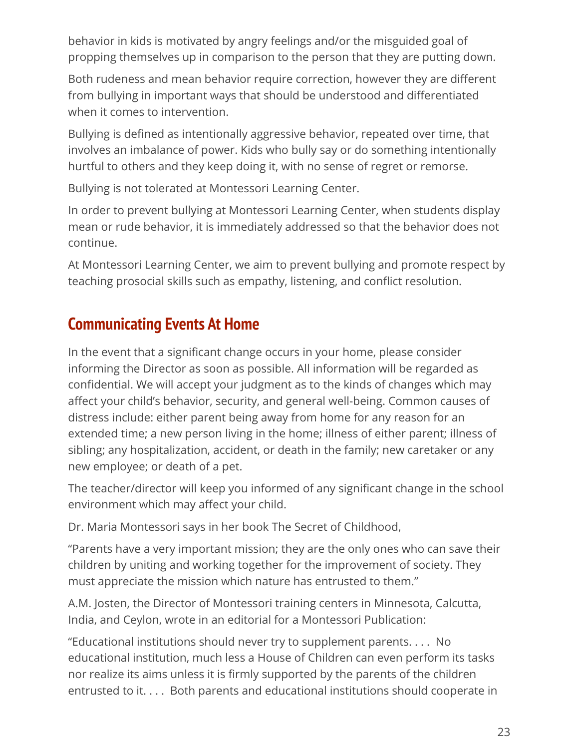behavior in kids is motivated by angry feelings and/or the misguided goal of propping themselves up in comparison to the person that they are putting down.

Both rudeness and mean behavior require correction, however they are different from bullying in important ways that should be understood and differentiated when it comes to intervention.

Bullying is defined as intentionally aggressive behavior, repeated over time, that involves an imbalance of power. Kids who bully say or do something intentionally hurtful to others and they keep doing it, with no sense of regret or remorse.

Bullying is not tolerated at Montessori Learning Center.

In order to prevent bullying at Montessori Learning Center, when students display mean or rude behavior, it is immediately addressed so that the behavior does not continue.

At Montessori Learning Center, we aim to prevent bullying and promote respect by teaching prosocial skills such as empathy, listening, and conflict resolution.

## Communicating Events At Home

In the event that a significant change occurs in your home, please consider informing the Director as soon as possible. All information will be regarded as confidential. We will accept your judgment as to the kinds of changes which may affect your child's behavior, security, and general well-being. Common causes of distress include: either parent being away from home for any reason for an extended time; a new person living in the home; illness of either parent; illness of sibling; any hospitalization, accident, or death in the family; new caretaker or any new employee; or death of a pet.

The teacher/director will keep you informed of any significant change in the school environment which may affect your child.

Dr. Maria Montessori says in her book The Secret of Childhood,

"Parents have a very important mission; they are the only ones who can save their children by uniting and working together for the improvement of society. They must appreciate the mission which nature has entrusted to them."

A.M. Josten, the Director of Montessori training centers in Minnesota, Calcutta, India, and Ceylon, wrote in an editorial for a Montessori Publication:

"Educational institutions should never try to supplement parents. . . . No educational institution, much less a House of Children can even perform its tasks nor realize its aims unless it is firmly supported by the parents of the children entrusted to it. . . . Both parents and educational institutions should cooperate in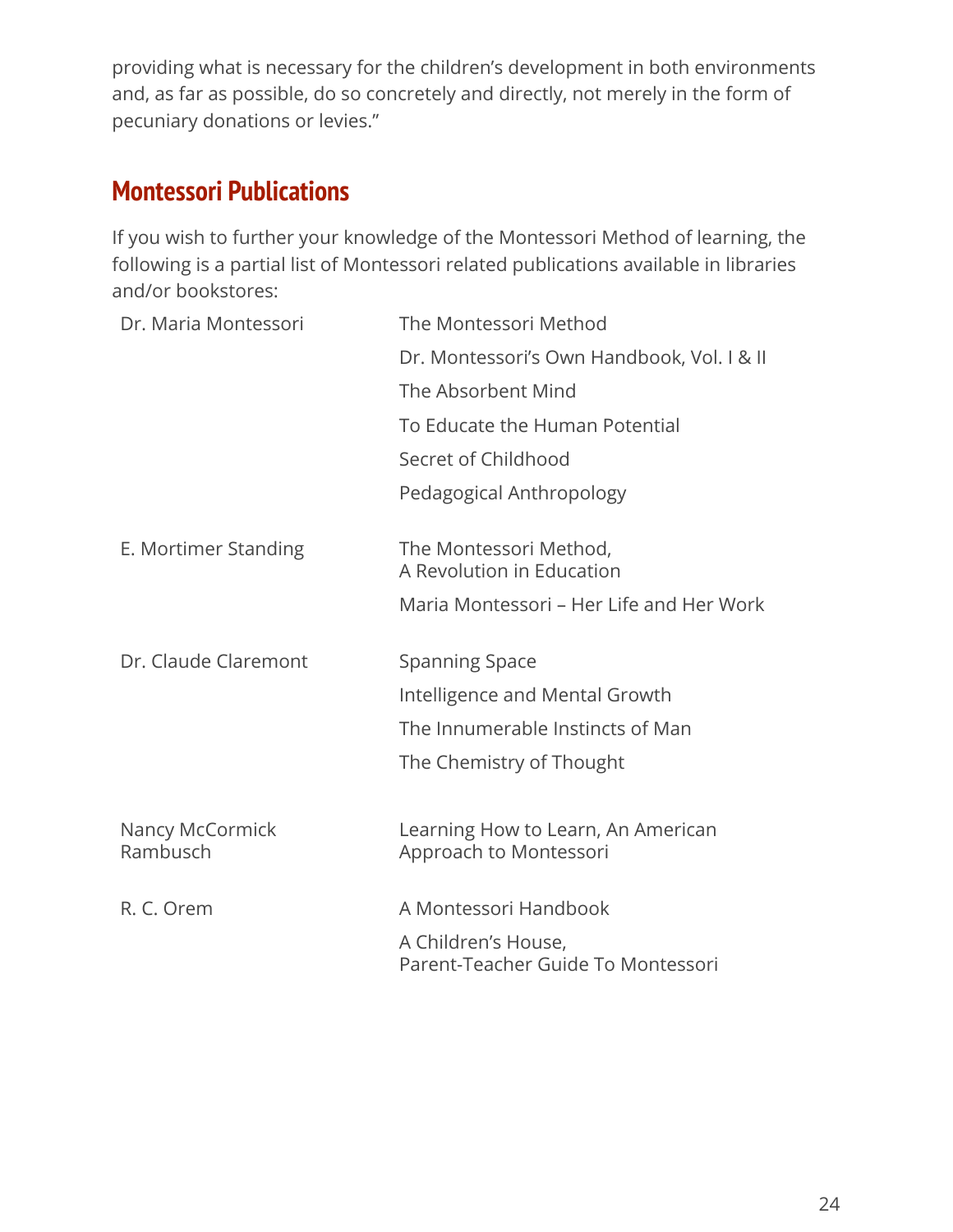providing what is necessary for the children's development in both environments and, as far as possible, do so concretely and directly, not merely in the form of pecuniary donations or levies."

## Montessori Publications

If you wish to further your knowledge of the Montessori Method of learning, the following is a partial list of Montessori related publications available in libraries and/or bookstores:

| Author | Title |
|---|---|
| Dr. Maria Montessori | The Montessori Method |
| | Dr. Montessori's Own Handbook, Vol. I & II |
| | The Absorbent Mind |
| | To Educate the Human Potential |
| | Secret of Childhood |
| | Pedagogical Anthropology |
| E. Mortimer Standing | The Montessori Method, A Revolution in Education |
| | Maria Montessori – Her Life and Her Work |
| Dr. Claude Claremont | Spanning Space |
| | Intelligence and Mental Growth |
| | The Innumerable Instincts of Man |
| | The Chemistry of Thought |
| Nancy McCormick Rambusch | Learning How to Learn, An American Approach to Montessori |
| R. C. Orem | A Montessori Handbook |
| | A Children's House, Parent-Teacher Guide To Montessori |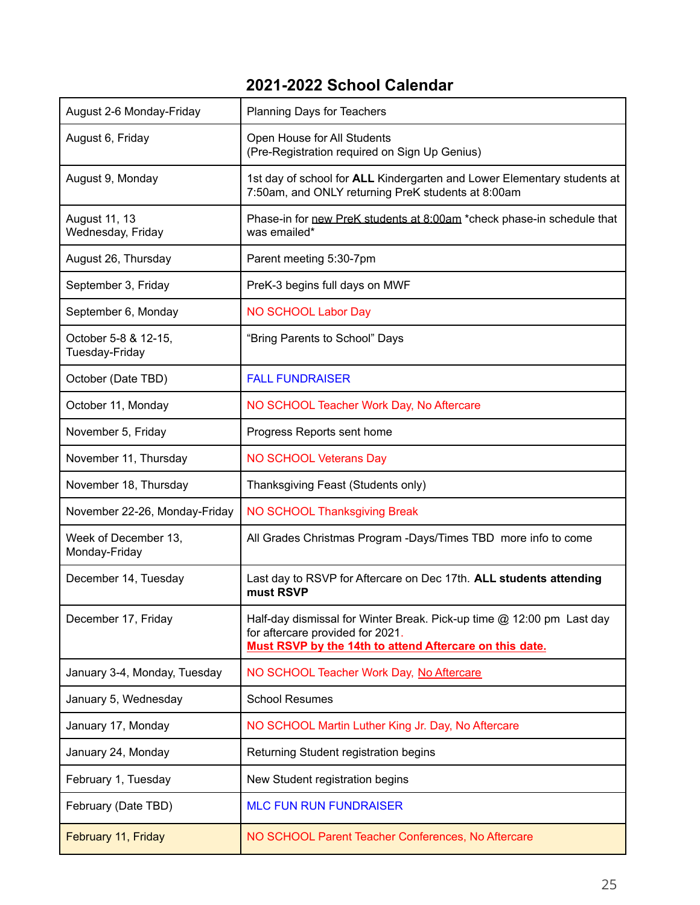## 2021-2022 School Calendar

| | |
|---|---|
| August 2-6 Monday-Friday | Planning Days for Teachers |
| August 6, Friday | Open House for All Students<br>(Pre-Registration required on Sign Up Genius) |
| August 9, Monday | 1st day of school for **ALL** Kindergarten and Lower Elementary students at 7:50am, and ONLY returning PreK students at 8:00am |
| August 11, 13<br>Wednesday, Friday | Phase-in for new PreK students at 8:00am *check phase-in schedule that was emailed* |
| August 26, Thursday | Parent meeting 5:30-7pm |
| September 3, Friday | PreK-3 begins full days on MWF |
| September 6, Monday | NO SCHOOL Labor Day |
| October 5-8 & 12-15, Tuesday-Friday | “Bring Parents to School” Days |
| October (Date TBD) | FALL FUNDRAISER |
| October 11, Monday | NO SCHOOL Teacher Work Day, No Aftercare |
| November 5, Friday | Progress Reports sent home |
| November 11, Thursday | NO SCHOOL Veterans Day |
| November 18, Thursday | Thanksgiving Feast (Students only) |
| November 22-26, Monday-Friday | NO SCHOOL Thanksgiving Break |
| Week of December 13, Monday-Friday | All Grades Christmas Program -Days/Times TBD more info to come |
| December 14, Tuesday | Last day to RSVP for Aftercare on Dec 17th. **ALL students attending must RSVP** |
| December 17, Friday | Half-day dismissal for Winter Break. Pick-up time @ 12:00 pm Last day for aftercare provided for 2021.<br>**Must RSVP by the 14th to attend Aftercare on this date.** |
| January 3-4, Monday, Tuesday | NO SCHOOL Teacher Work Day, No Aftercare |
| January 5, Wednesday | School Resumes |
| January 17, Monday | NO SCHOOL Martin Luther King Jr. Day, No Aftercare |
| January 24, Monday | Returning Student registration begins |
| February 1, Tuesday | New Student registration begins |
| February (Date TBD) | MLC FUN RUN FUNDRAISER |
| February 11, Friday | NO SCHOOL Parent Teacher Conferences, No Aftercare |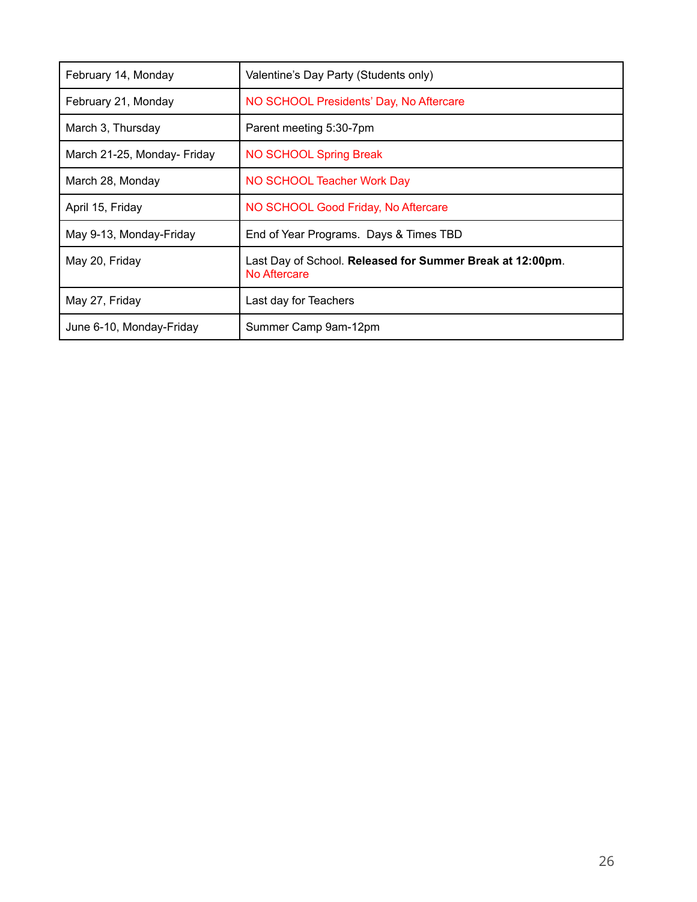| February 14, Monday | Valentine’s Day Party (Students only) |
|---|---|
| February 21, Monday | NO SCHOOL Presidents’ Day, No Aftercare |
| March 3, Thursday | Parent meeting 5:30-7pm |
| March 21-25, Monday- Friday | NO SCHOOL Spring Break |
| March 28, Monday | NO SCHOOL Teacher Work Day |
| April 15, Friday | NO SCHOOL Good Friday, No Aftercare |
| May 9-13, Monday-Friday | End of Year Programs.  Days & Times TBD |
| May 20, Friday | Last Day of School. **Released for Summer Break at 12:00pm**. No Aftercare |
| May 27, Friday | Last day for Teachers |
| June 6-10, Monday-Friday | Summer Camp 9am-12pm |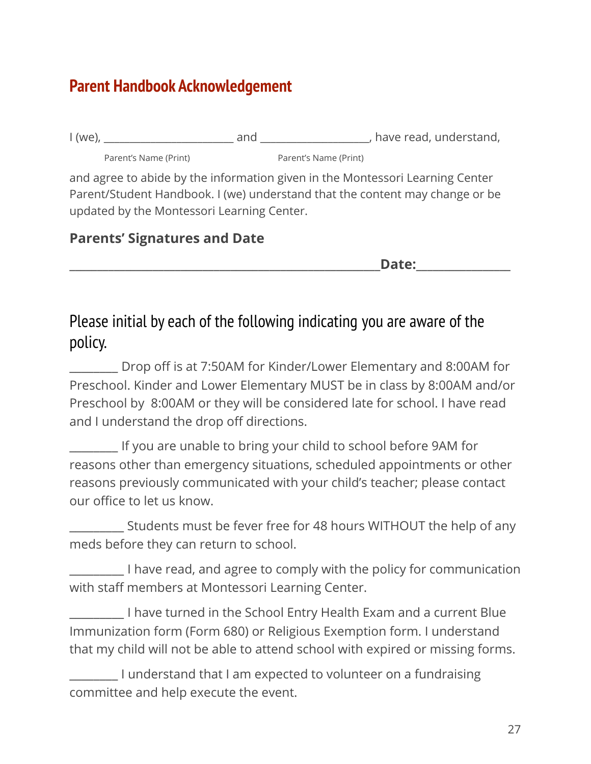## Parent Handbook Acknowledgement

I (we), _______________________ and __________________, have read, understand,

Parent's Name (Print) Parent's Name (Print)

and agree to abide by the information given in the Montessori Learning Center Parent/Student Handbook. I (we) understand that the content may change or be updated by the Montessori Learning Center.

**Parents' Signatures and Date**

**_______________________________________________Date:______________**

### Please initial by each of the following indicating you are aware of the policy.

________ Drop off is at 7:50AM for Kinder/Lower Elementary and 8:00AM for Preschool. Kinder and Lower Elementary MUST be in class by 8:00AM and/or Preschool by 8:00AM or they will be considered late for school. I have read and I understand the drop off directions.

________ If you are unable to bring your child to school before 9AM for reasons other than emergency situations, scheduled appointments or other reasons previously communicated with your child's teacher; please contact our office to let us know.

_________ Students must be fever free for 48 hours WITHOUT the help of any meds before they can return to school.

_________ I have read, and agree to comply with the policy for communication with staff members at Montessori Learning Center.

_________ I have turned in the School Entry Health Exam and a current Blue Immunization form (Form 680) or Religious Exemption form. I understand that my child will not be able to attend school with expired or missing forms.

________ I understand that I am expected to volunteer on a fundraising committee and help execute the event.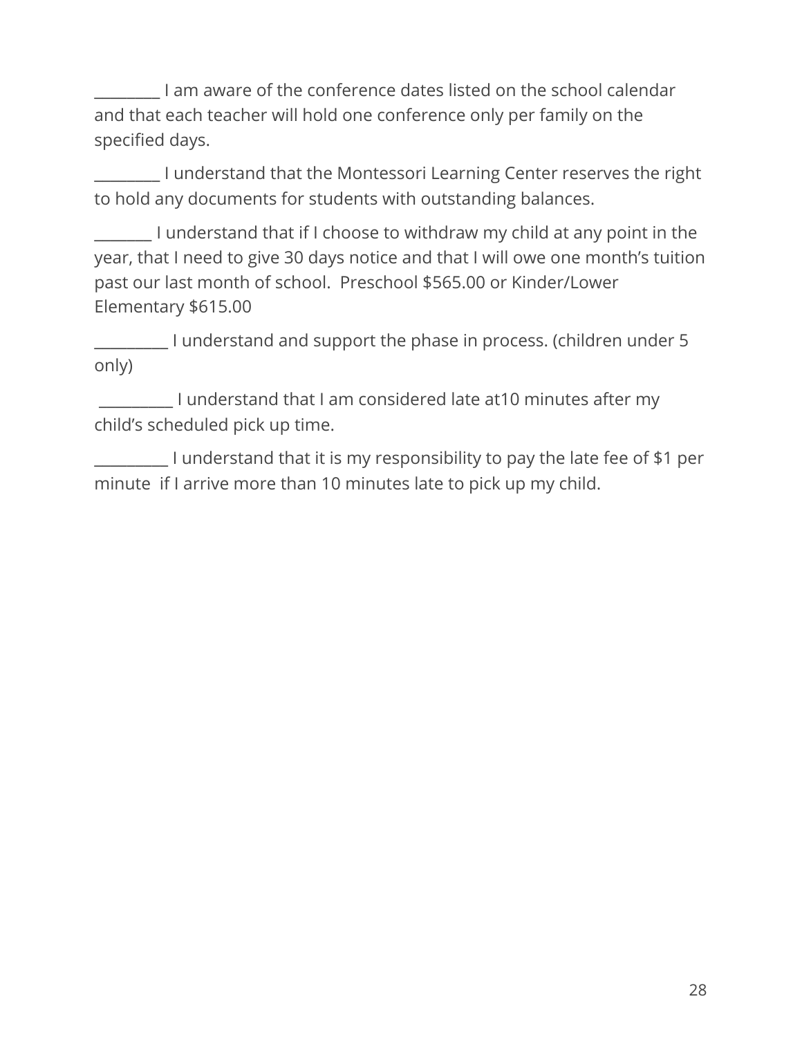_________ I am aware of the conference dates listed on the school calendar and that each teacher will hold one conference only per family on the specified days.

_________ I understand that the Montessori Learning Center reserves the right to hold any documents for students with outstanding balances.

________ I understand that if I choose to withdraw my child at any point in the year, that I need to give 30 days notice and that I will owe one month's tuition past our last month of school.  Preschool $565.00 or Kinder/Lower Elementary $615.00

__________ I understand and support the phase in process. (children under 5 only)

__________ I understand that I am considered late at10 minutes after my child's scheduled pick up time.

__________ I understand that it is my responsibility to pay the late fee of $1 per minute  if I arrive more than 10 minutes late to pick up my child.